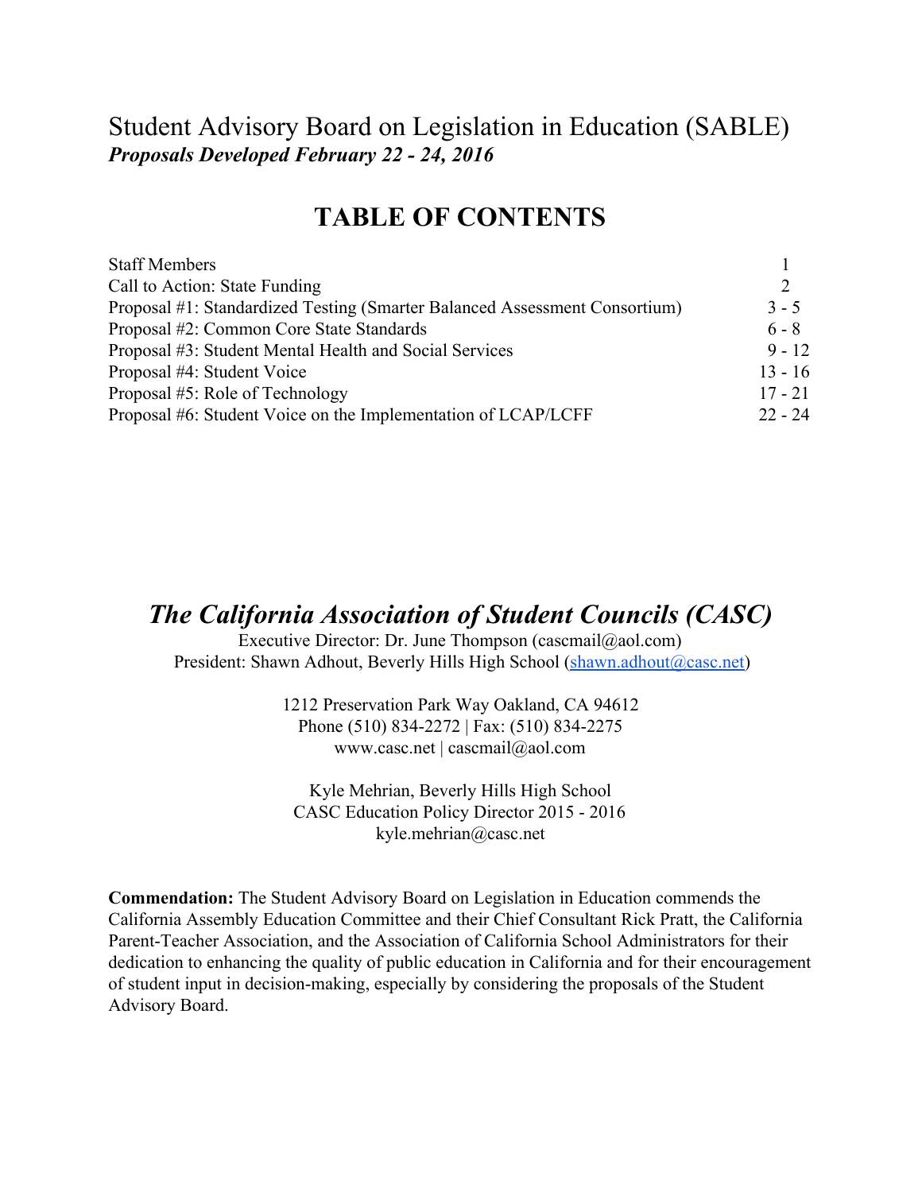# Student Advisory Board on Legislation in Education (SABLE)

***Proposals Developed February 22 - 24, 2016***

## TABLE OF CONTENTS

| | |
|---|---|
| Staff Members | 1 |
| Call to Action: State Funding | 2 |
| Proposal #1: Standardized Testing (Smarter Balanced Assessment Consortium) | 3 - 5 |
| Proposal #2: Common Core State Standards | 6 - 8 |
| Proposal #3: Student Mental Health and Social Services | 9 - 12 |
| Proposal #4: Student Voice | 13 - 16 |
| Proposal #5: Role of Technology | 17 - 21 |
| Proposal #6: Student Voice on the Implementation of LCAP/LCFF | 22 - 24 |

## *The California Association of Student Councils (CASC)*

Executive Director: Dr. June Thompson (cascmail@aol.com)
President: Shawn Adhout, Beverly Hills High School (shawn.adhout@casc.net)

1212 Preservation Park Way Oakland, CA 94612
Phone (510) 834-2272 | Fax: (510) 834-2275
www.casc.net | cascmail@aol.com

Kyle Mehrian, Beverly Hills High School
CASC Education Policy Director 2015 - 2016
kyle.mehrian@casc.net

**Commendation:** The Student Advisory Board on Legislation in Education commends the California Assembly Education Committee and their Chief Consultant Rick Pratt, the California Parent-Teacher Association, and the Association of California School Administrators for their dedication to enhancing the quality of public education in California and for their encouragement of student input in decision-making, especially by considering the proposals of the Student Advisory Board.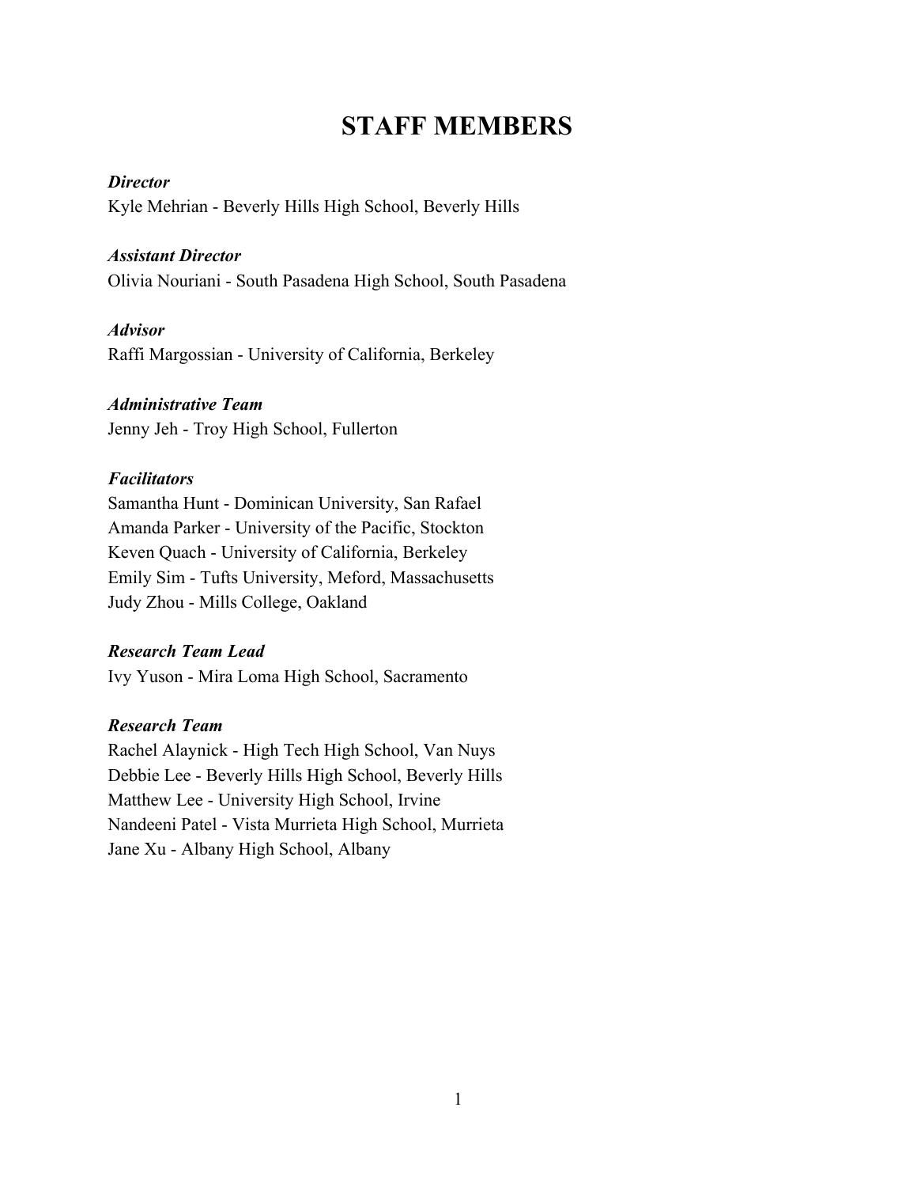# STAFF MEMBERS

***Director***
Kyle Mehrian - Beverly Hills High School, Beverly Hills

***Assistant Director***
Olivia Nouriani - South Pasadena High School, South Pasadena

***Advisor***
Raffi Margossian - University of California, Berkeley

***Administrative Team***
Jenny Jeh - Troy High School, Fullerton

***Facilitators***
Samantha Hunt - Dominican University, San Rafael
Amanda Parker - University of the Pacific, Stockton
Keven Quach - University of California, Berkeley
Emily Sim - Tufts University, Meford, Massachusetts
Judy Zhou - Mills College, Oakland

***Research Team Lead***
Ivy Yuson - Mira Loma High School, Sacramento

***Research Team***
Rachel Alaynick - High Tech High School, Van Nuys
Debbie Lee - Beverly Hills High School, Beverly Hills
Matthew Lee - University High School, Irvine
Nandeeni Patel - Vista Murrieta High School, Murrieta
Jane Xu - Albany High School, Albany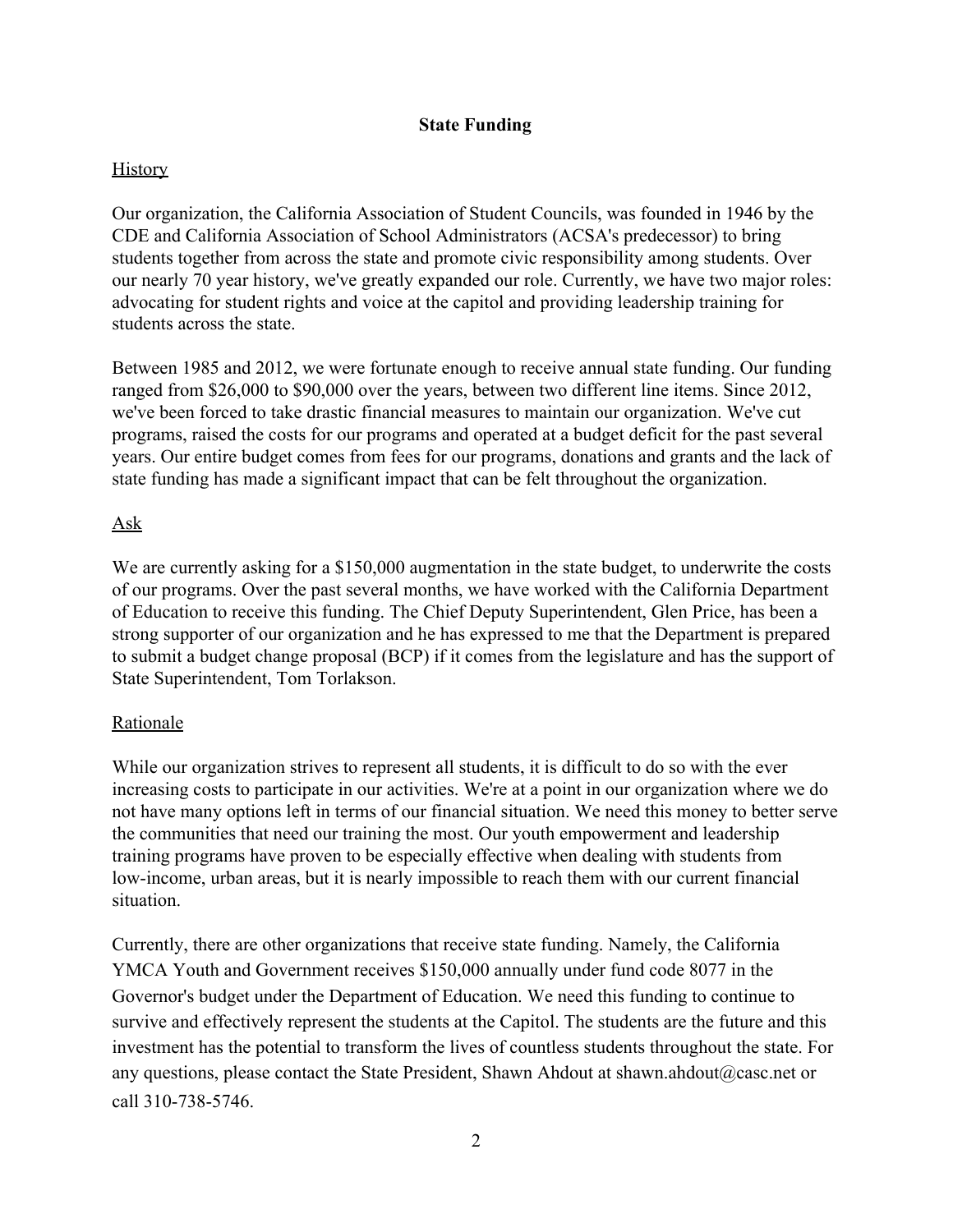## State Funding

### History

Our organization, the California Association of Student Councils, was founded in 1946 by the CDE and California Association of School Administrators (ACSA's predecessor) to bring students together from across the state and promote civic responsibility among students. Over our nearly 70 year history, we've greatly expanded our role. Currently, we have two major roles: advocating for student rights and voice at the capitol and providing leadership training for students across the state.

Between 1985 and 2012, we were fortunate enough to receive annual state funding. Our funding ranged from $26,000 to $90,000 over the years, between two different line items. Since 2012, we've been forced to take drastic financial measures to maintain our organization. We've cut programs, raised the costs for our programs and operated at a budget deficit for the past several years. Our entire budget comes from fees for our programs, donations and grants and the lack of state funding has made a significant impact that can be felt throughout the organization.

### Ask

We are currently asking for a $150,000 augmentation in the state budget, to underwrite the costs of our programs. Over the past several months, we have worked with the California Department of Education to receive this funding. The Chief Deputy Superintendent, Glen Price, has been a strong supporter of our organization and he has expressed to me that the Department is prepared to submit a budget change proposal (BCP) if it comes from the legislature and has the support of State Superintendent, Tom Torlakson.

### Rationale

While our organization strives to represent all students, it is difficult to do so with the ever increasing costs to participate in our activities. We're at a point in our organization where we do not have many options left in terms of our financial situation. We need this money to better serve the communities that need our training the most. Our youth empowerment and leadership training programs have proven to be especially effective when dealing with students from low-income, urban areas, but it is nearly impossible to reach them with our current financial situation.

Currently, there are other organizations that receive state funding. Namely, the California YMCA Youth and Government receives $150,000 annually under fund code 8077 in the Governor's budget under the Department of Education. We need this funding to continue to survive and effectively represent the students at the Capitol. The students are the future and this investment has the potential to transform the lives of countless students throughout the state. For any questions, please contact the State President, Shawn Ahdout at shawn.ahdout@casc.net or call 310-738-5746.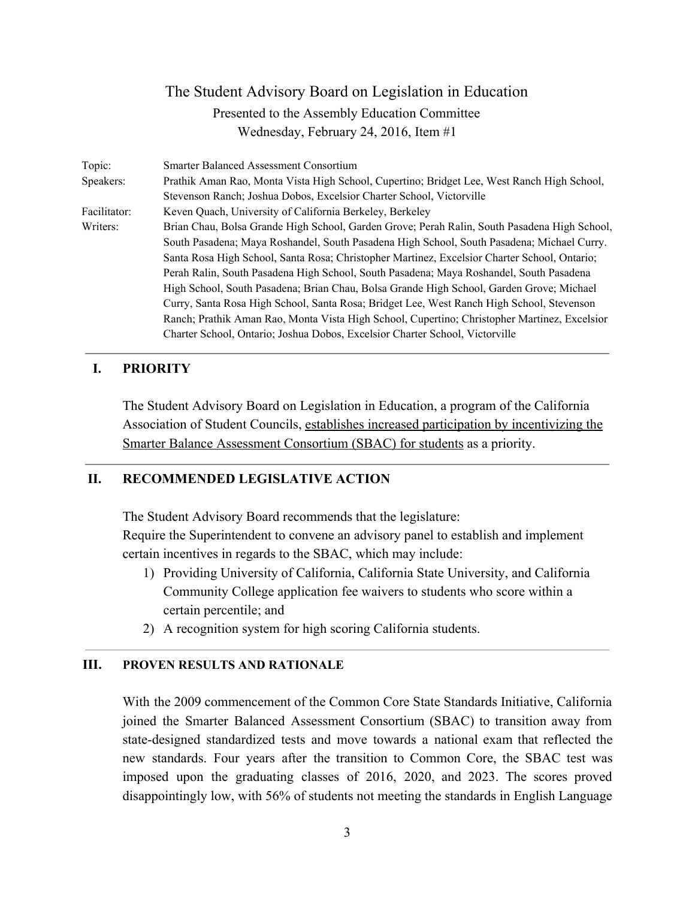# The Student Advisory Board on Legislation in Education

Presented to the Assembly Education Committee

Wednesday, February 24, 2016, Item #1

| | |
|---|---|
| Topic: | Smarter Balanced Assessment Consortium |
| Speakers: | Prathik Aman Rao, Monta Vista High School, Cupertino; Bridget Lee, West Ranch High School, Stevenson Ranch; Joshua Dobos, Excelsior Charter School, Victorville |
| Facilitator: | Keven Quach, University of California Berkeley, Berkeley |
| Writers: | Brian Chau, Bolsa Grande High School, Garden Grove; Perah Ralin, South Pasadena High School, South Pasadena; Maya Roshandel, South Pasadena High School, South Pasadena; Michael Curry. Santa Rosa High School, Santa Rosa; Christopher Martinez, Excelsior Charter School, Ontario; Perah Ralin, South Pasadena High School, South Pasadena; Maya Roshandel, South Pasadena High School, South Pasadena; Brian Chau, Bolsa Grande High School, Garden Grove; Michael Curry, Santa Rosa High School, Santa Rosa; Bridget Lee, West Ranch High School, Stevenson Ranch; Prathik Aman Rao, Monta Vista High School, Cupertino; Christopher Martinez, Excelsior Charter School, Ontario; Joshua Dobos, Excelsior Charter School, Victorville |

## I. PRIORITY

The Student Advisory Board on Legislation in Education, a program of the California Association of Student Councils, establishes increased participation by incentivizing the Smarter Balance Assessment Consortium (SBAC) for students as a priority.

## II. RECOMMENDED LEGISLATIVE ACTION

The Student Advisory Board recommends that the legislature:
Require the Superintendent to convene an advisory panel to establish and implement certain incentives in regards to the SBAC, which may include:

1) Providing University of California, California State University, and California Community College application fee waivers to students who score within a certain percentile; and
2) A recognition system for high scoring California students.

## III. PROVEN RESULTS AND RATIONALE

With the 2009 commencement of the Common Core State Standards Initiative, California joined the Smarter Balanced Assessment Consortium (SBAC) to transition away from state-designed standardized tests and move towards a national exam that reflected the new standards. Four years after the transition to Common Core, the SBAC test was imposed upon the graduating classes of 2016, 2020, and 2023. The scores proved disappointingly low, with 56% of students not meeting the standards in English Language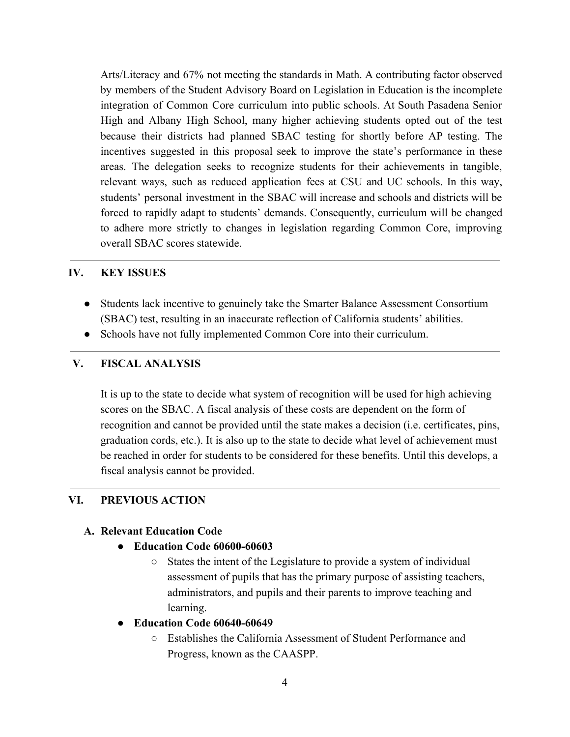Arts/Literacy and 67% not meeting the standards in Math. A contributing factor observed by members of the Student Advisory Board on Legislation in Education is the incomplete integration of Common Core curriculum into public schools. At South Pasadena Senior High and Albany High School, many higher achieving students opted out of the test because their districts had planned SBAC testing for shortly before AP testing. The incentives suggested in this proposal seek to improve the state's performance in these areas. The delegation seeks to recognize students for their achievements in tangible, relevant ways, such as reduced application fees at CSU and UC schools. In this way, students' personal investment in the SBAC will increase and schools and districts will be forced to rapidly adapt to students' demands. Consequently, curriculum will be changed to adhere more strictly to changes in legislation regarding Common Core, improving overall SBAC scores statewide.

---

## IV. KEY ISSUES

- Students lack incentive to genuinely take the Smarter Balance Assessment Consortium (SBAC) test, resulting in an inaccurate reflection of California students' abilities.
- Schools have not fully implemented Common Core into their curriculum.

---

## V. FISCAL ANALYSIS

It is up to the state to decide what system of recognition will be used for high achieving scores on the SBAC. A fiscal analysis of these costs are dependent on the form of recognition and cannot be provided until the state makes a decision (i.e. certificates, pins, graduation cords, etc.). It is also up to the state to decide what level of achievement must be reached in order for students to be considered for these benefits. Until this develops, a fiscal analysis cannot be provided.

---

## VI. PREVIOUS ACTION

### A. Relevant Education Code

- **Education Code 60600-60603**
  - States the intent of the Legislature to provide a system of individual assessment of pupils that has the primary purpose of assisting teachers, administrators, and pupils and their parents to improve teaching and learning.
- **Education Code 60640-60649**
  - Establishes the California Assessment of Student Performance and Progress, known as the CAASPP.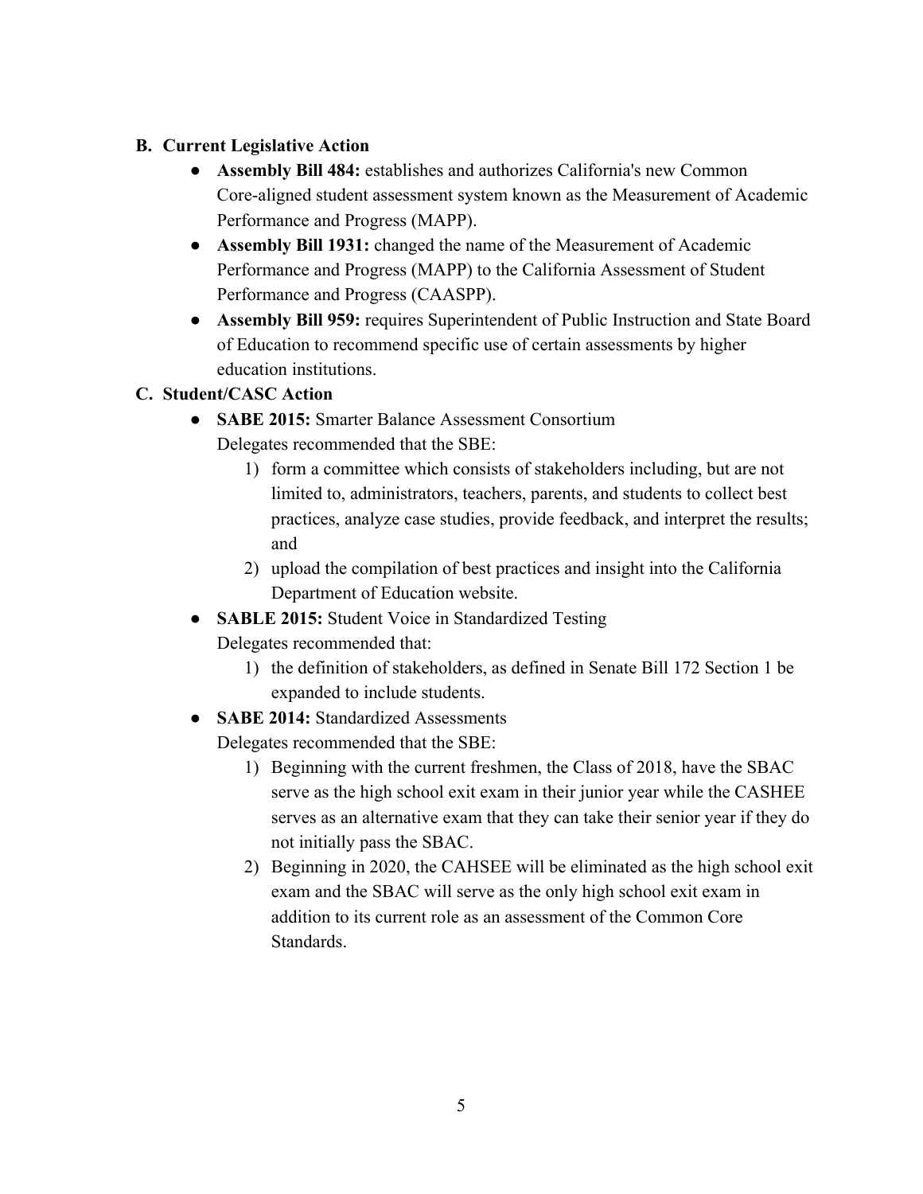**B. Current Legislative Action**

- **Assembly Bill 484:** establishes and authorizes California's new Common Core-aligned student assessment system known as the Measurement of Academic Performance and Progress (MAPP).
- **Assembly Bill 1931:** changed the name of the Measurement of Academic Performance and Progress (MAPP) to the California Assessment of Student Performance and Progress (CAASPP).
- **Assembly Bill 959:** requires Superintendent of Public Instruction and State Board of Education to recommend specific use of certain assessments by higher education institutions.

**C. Student/CASC Action**

- **SABE 2015:** Smarter Balance Assessment Consortium
  Delegates recommended that the SBE:
  1) form a committee which consists of stakeholders including, but are not limited to, administrators, teachers, parents, and students to collect best practices, analyze case studies, provide feedback, and interpret the results; and
  2) upload the compilation of best practices and insight into the California Department of Education website.
- **SABLE 2015:** Student Voice in Standardized Testing
  Delegates recommended that:
  1) the definition of stakeholders, as defined in Senate Bill 172 Section 1 be expanded to include students.
- **SABE 2014:** Standardized Assessments
  Delegates recommended that the SBE:
  1) Beginning with the current freshmen, the Class of 2018, have the SBAC serve as the high school exit exam in their junior year while the CASHEE serves as an alternative exam that they can take their senior year if they do not initially pass the SBAC.
  2) Beginning in 2020, the CAHSEE will be eliminated as the high school exit exam and the SBAC will serve as the only high school exit exam in addition to its current role as an assessment of the Common Core Standards.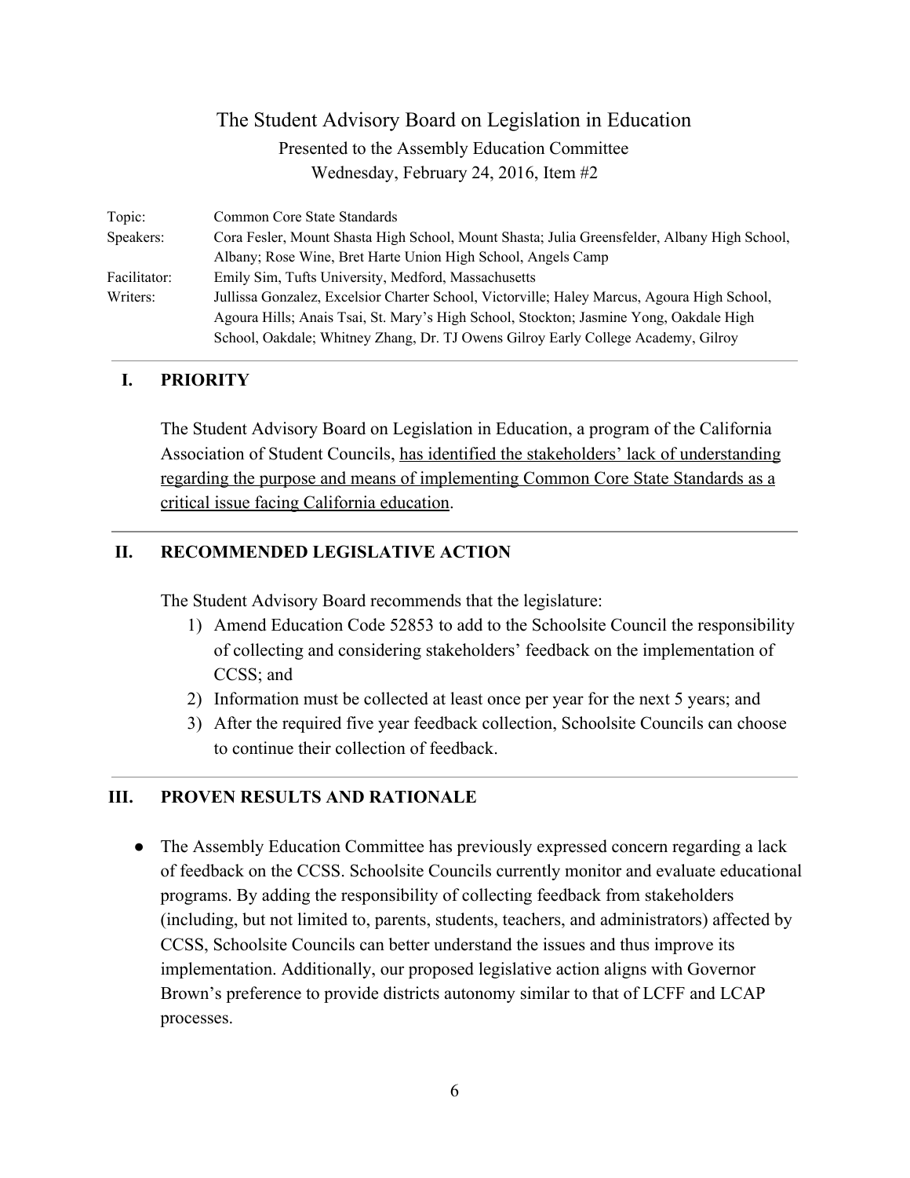## The Student Advisory Board on Legislation in Education

Presented to the Assembly Education Committee
Wednesday, February 24, 2016, Item #2

| | |
|---|---|
| Topic: | Common Core State Standards |
| Speakers: | Cora Fesler, Mount Shasta High School, Mount Shasta; Julia Greensfelder, Albany High School, Albany; Rose Wine, Bret Harte Union High School, Angels Camp |
| Facilitator: | Emily Sim, Tufts University, Medford, Massachusetts |
| Writers: | Jullissa Gonzalez, Excelsior Charter School, Victorville; Haley Marcus, Agoura High School, Agoura Hills; Anais Tsai, St. Mary's High School, Stockton; Jasmine Yong, Oakdale High School, Oakdale; Whitney Zhang, Dr. TJ Owens Gilroy Early College Academy, Gilroy |

### I. PRIORITY

The Student Advisory Board on Legislation in Education, a program of the California Association of Student Councils, has identified the stakeholders' lack of understanding regarding the purpose and means of implementing Common Core State Standards as a critical issue facing California education.

### II. RECOMMENDED LEGISLATIVE ACTION

The Student Advisory Board recommends that the legislature:

1) Amend Education Code 52853 to add to the Schoolsite Council the responsibility of collecting and considering stakeholders' feedback on the implementation of CCSS; and
2) Information must be collected at least once per year for the next 5 years; and
3) After the required five year feedback collection, Schoolsite Councils can choose to continue their collection of feedback.

### III. PROVEN RESULTS AND RATIONALE

- The Assembly Education Committee has previously expressed concern regarding a lack of feedback on the CCSS. Schoolsite Councils currently monitor and evaluate educational programs. By adding the responsibility of collecting feedback from stakeholders (including, but not limited to, parents, students, teachers, and administrators) affected by CCSS, Schoolsite Councils can better understand the issues and thus improve its implementation. Additionally, our proposed legislative action aligns with Governor Brown's preference to provide districts autonomy similar to that of LCFF and LCAP processes.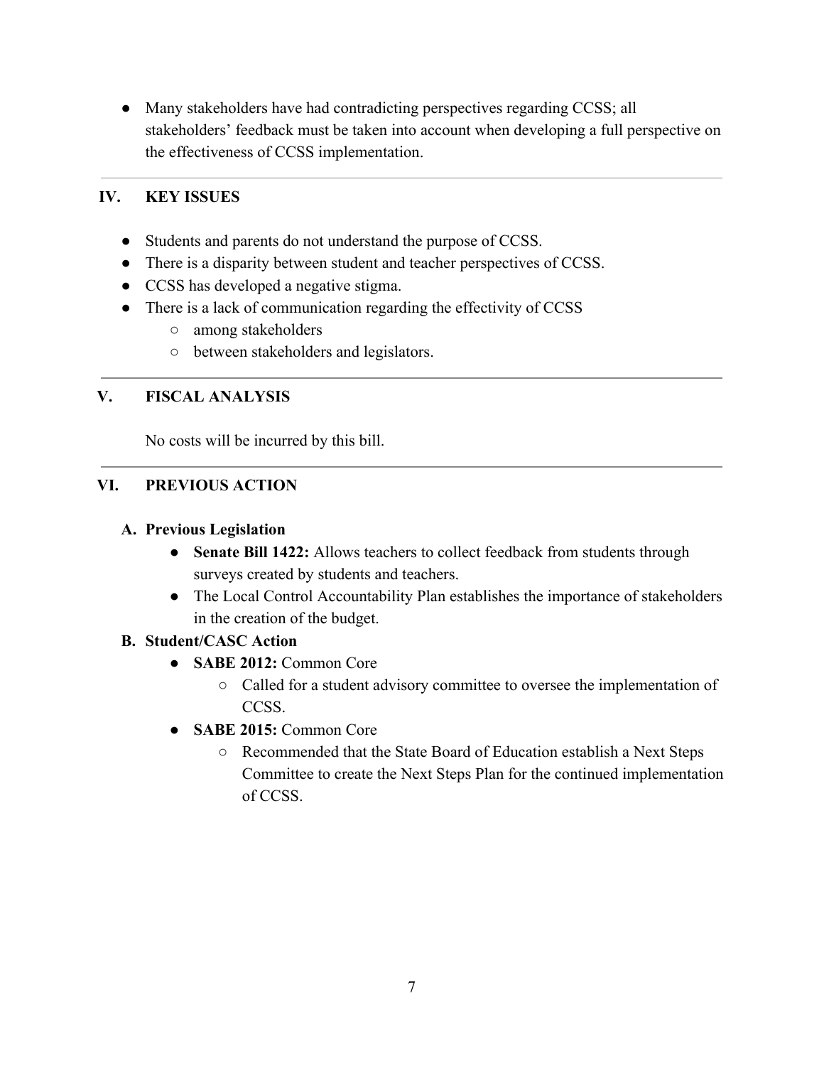- Many stakeholders have had contradicting perspectives regarding CCSS; all stakeholders' feedback must be taken into account when developing a full perspective on the effectiveness of CCSS implementation.

---

## IV. KEY ISSUES

- Students and parents do not understand the purpose of CCSS.
- There is a disparity between student and teacher perspectives of CCSS.
- CCSS has developed a negative stigma.
- There is a lack of communication regarding the effectivity of CCSS
  - among stakeholders
  - between stakeholders and legislators.

---

## V. FISCAL ANALYSIS

No costs will be incurred by this bill.

---

## VI. PREVIOUS ACTION

### A. Previous Legislation

- **Senate Bill 1422:** Allows teachers to collect feedback from students through surveys created by students and teachers.
- The Local Control Accountability Plan establishes the importance of stakeholders in the creation of the budget.

### B. Student/CASC Action

- **SABE 2012:** Common Core
  - Called for a student advisory committee to oversee the implementation of CCSS.
- **SABE 2015:** Common Core
  - Recommended that the State Board of Education establish a Next Steps Committee to create the Next Steps Plan for the continued implementation of CCSS.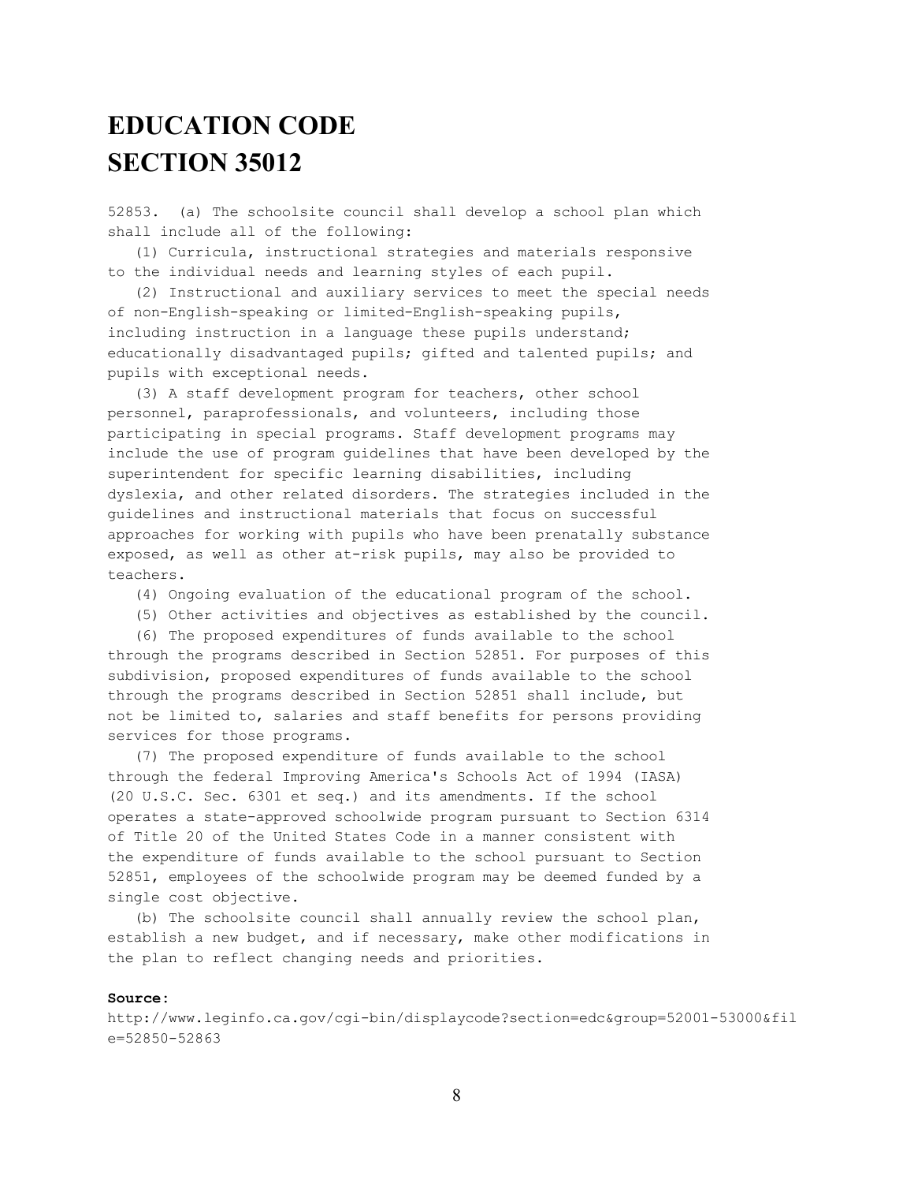# EDUCATION CODE SECTION 35012

52853. (a) The schoolsite council shall develop a school plan which shall include all of the following:

(1) Curricula, instructional strategies and materials responsive to the individual needs and learning styles of each pupil.

(2) Instructional and auxiliary services to meet the special needs of non-English-speaking or limited-English-speaking pupils, including instruction in a language these pupils understand; educationally disadvantaged pupils; gifted and talented pupils; and pupils with exceptional needs.

(3) A staff development program for teachers, other school personnel, paraprofessionals, and volunteers, including those participating in special programs. Staff development programs may include the use of program guidelines that have been developed by the superintendent for specific learning disabilities, including dyslexia, and other related disorders. The strategies included in the guidelines and instructional materials that focus on successful approaches for working with pupils who have been prenatally substance exposed, as well as other at-risk pupils, may also be provided to teachers.

(4) Ongoing evaluation of the educational program of the school.

(5) Other activities and objectives as established by the council.

(6) The proposed expenditures of funds available to the school through the programs described in Section 52851. For purposes of this subdivision, proposed expenditures of funds available to the school through the programs described in Section 52851 shall include, but not be limited to, salaries and staff benefits for persons providing services for those programs.

(7) The proposed expenditure of funds available to the school through the federal Improving America's Schools Act of 1994 (IASA) (20 U.S.C. Sec. 6301 et seq.) and its amendments. If the school operates a state-approved schoolwide program pursuant to Section 6314 of Title 20 of the United States Code in a manner consistent with the expenditure of funds available to the school pursuant to Section 52851, employees of the schoolwide program may be deemed funded by a single cost objective.

(b) The schoolsite council shall annually review the school plan, establish a new budget, and if necessary, make other modifications in the plan to reflect changing needs and priorities.

**Source:**
http://www.leginfo.ca.gov/cgi-bin/displaycode?section=edc&group=52001-53000&file=52850-52863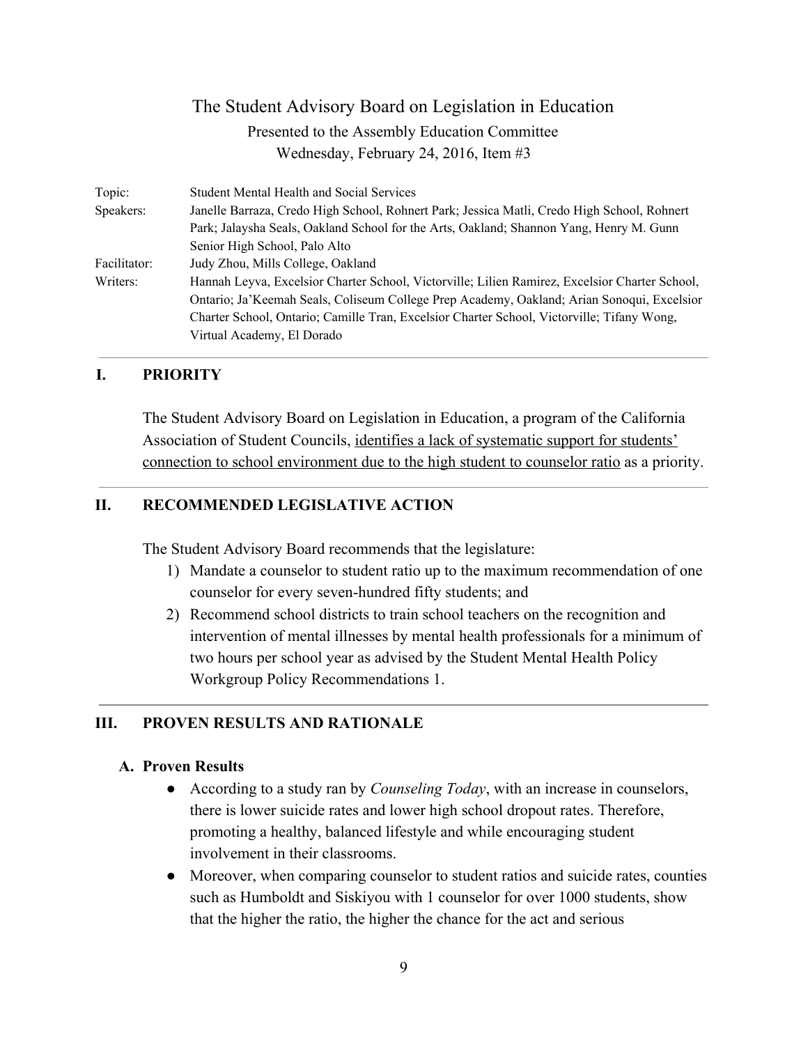# The Student Advisory Board on Legislation in Education

Presented to the Assembly Education Committee

Wednesday, February 24, 2016, Item #3

| | |
|---|---|
| Topic: | Student Mental Health and Social Services |
| Speakers: | Janelle Barraza, Credo High School, Rohnert Park; Jessica Matli, Credo High School, Rohnert Park; Jalaysha Seals, Oakland School for the Arts, Oakland; Shannon Yang, Henry M. Gunn Senior High School, Palo Alto |
| Facilitator: | Judy Zhou, Mills College, Oakland |
| Writers: | Hannah Leyva, Excelsior Charter School, Victorville; Lilien Ramirez, Excelsior Charter School, Ontario; Ja'Keemah Seals, Coliseum College Prep Academy, Oakland; Arian Sonoqui, Excelsior Charter School, Ontario; Camille Tran, Excelsior Charter School, Victorville; Tifany Wong, Virtual Academy, El Dorado |

## I. PRIORITY

The Student Advisory Board on Legislation in Education, a program of the California Association of Student Councils, identifies a lack of systematic support for students' connection to school environment due to the high student to counselor ratio as a priority.

## II. RECOMMENDED LEGISLATIVE ACTION

The Student Advisory Board recommends that the legislature:

1) Mandate a counselor to student ratio up to the maximum recommendation of one counselor for every seven-hundred fifty students; and
2) Recommend school districts to train school teachers on the recognition and intervention of mental illnesses by mental health professionals for a minimum of two hours per school year as advised by the Student Mental Health Policy Workgroup Policy Recommendations 1.

## III. PROVEN RESULTS AND RATIONALE

### A. Proven Results

- According to a study ran by *Counseling Today*, with an increase in counselors, there is lower suicide rates and lower high school dropout rates. Therefore, promoting a healthy, balanced lifestyle and while encouraging student involvement in their classrooms.
- Moreover, when comparing counselor to student ratios and suicide rates, counties such as Humboldt and Siskiyou with 1 counselor for over 1000 students, show that the higher the ratio, the higher the chance for the act and serious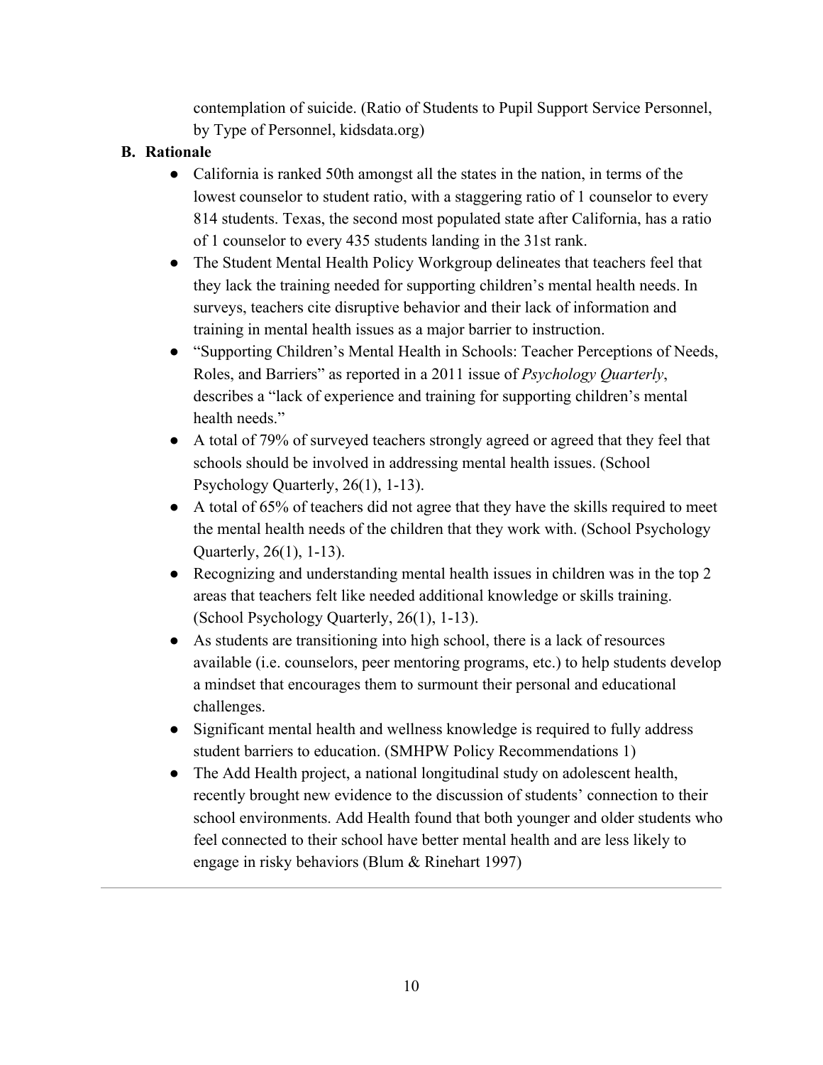contemplation of suicide. (Ratio of Students to Pupil Support Service Personnel, by Type of Personnel, kidsdata.org)

**B. Rationale**

- California is ranked 50th amongst all the states in the nation, in terms of the lowest counselor to student ratio, with a staggering ratio of 1 counselor to every 814 students. Texas, the second most populated state after California, has a ratio of 1 counselor to every 435 students landing in the 31st rank.
- The Student Mental Health Policy Workgroup delineates that teachers feel that they lack the training needed for supporting children's mental health needs. In surveys, teachers cite disruptive behavior and their lack of information and training in mental health issues as a major barrier to instruction.
- "Supporting Children's Mental Health in Schools: Teacher Perceptions of Needs, Roles, and Barriers" as reported in a 2011 issue of *Psychology Quarterly*, describes a "lack of experience and training for supporting children's mental health needs."
- A total of 79% of surveyed teachers strongly agreed or agreed that they feel that schools should be involved in addressing mental health issues. (School Psychology Quarterly, 26(1), 1-13).
- A total of 65% of teachers did not agree that they have the skills required to meet the mental health needs of the children that they work with. (School Psychology Quarterly, 26(1), 1-13).
- Recognizing and understanding mental health issues in children was in the top 2 areas that teachers felt like needed additional knowledge or skills training. (School Psychology Quarterly, 26(1), 1-13).
- As students are transitioning into high school, there is a lack of resources available (i.e. counselors, peer mentoring programs, etc.) to help students develop a mindset that encourages them to surmount their personal and educational challenges.
- Significant mental health and wellness knowledge is required to fully address student barriers to education. (SMHPW Policy Recommendations 1)
- The Add Health project, a national longitudinal study on adolescent health, recently brought new evidence to the discussion of students' connection to their school environments. Add Health found that both younger and older students who feel connected to their school have better mental health and are less likely to engage in risky behaviors (Blum & Rinehart 1997)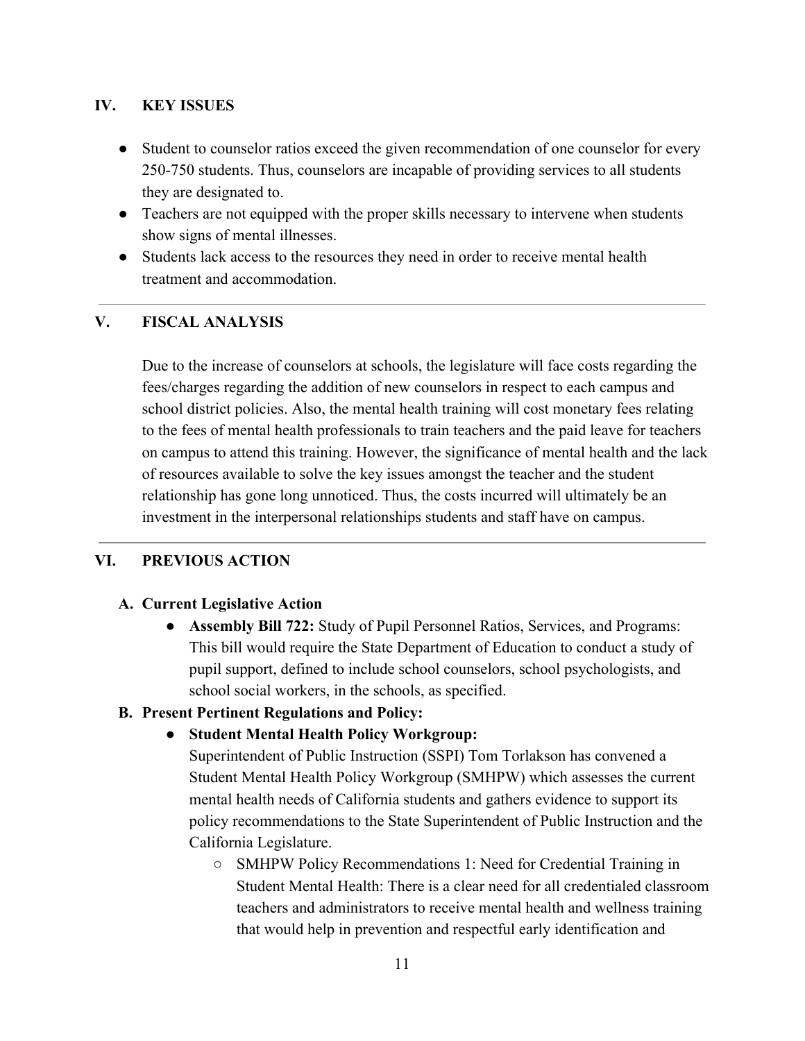## IV. KEY ISSUES

- Student to counselor ratios exceed the given recommendation of one counselor for every 250-750 students. Thus, counselors are incapable of providing services to all students they are designated to.
- Teachers are not equipped with the proper skills necessary to intervene when students show signs of mental illnesses.
- Students lack access to the resources they need in order to receive mental health treatment and accommodation.

---

## V. FISCAL ANALYSIS

Due to the increase of counselors at schools, the legislature will face costs regarding the fees/charges regarding the addition of new counselors in respect to each campus and school district policies. Also, the mental health training will cost monetary fees relating to the fees of mental health professionals to train teachers and the paid leave for teachers on campus to attend this training. However, the significance of mental health and the lack of resources available to solve the key issues amongst the teacher and the student relationship has gone long unnoticed. Thus, the costs incurred will ultimately be an investment in the interpersonal relationships students and staff have on campus.

---

## VI. PREVIOUS ACTION

### A. Current Legislative Action

- **Assembly Bill 722:** Study of Pupil Personnel Ratios, Services, and Programs: This bill would require the State Department of Education to conduct a study of pupil support, defined to include school counselors, school psychologists, and school social workers, in the schools, as specified.

### B. Present Pertinent Regulations and Policy:

- **Student Mental Health Policy Workgroup:**
  Superintendent of Public Instruction (SSPI) Tom Torlakson has convened a Student Mental Health Policy Workgroup (SMHPW) which assesses the current mental health needs of California students and gathers evidence to support its policy recommendations to the State Superintendent of Public Instruction and the California Legislature.
  - SMHPW Policy Recommendations 1: Need for Credential Training in Student Mental Health: There is a clear need for all credentialed classroom teachers and administrators to receive mental health and wellness training that would help in prevention and respectful early identification and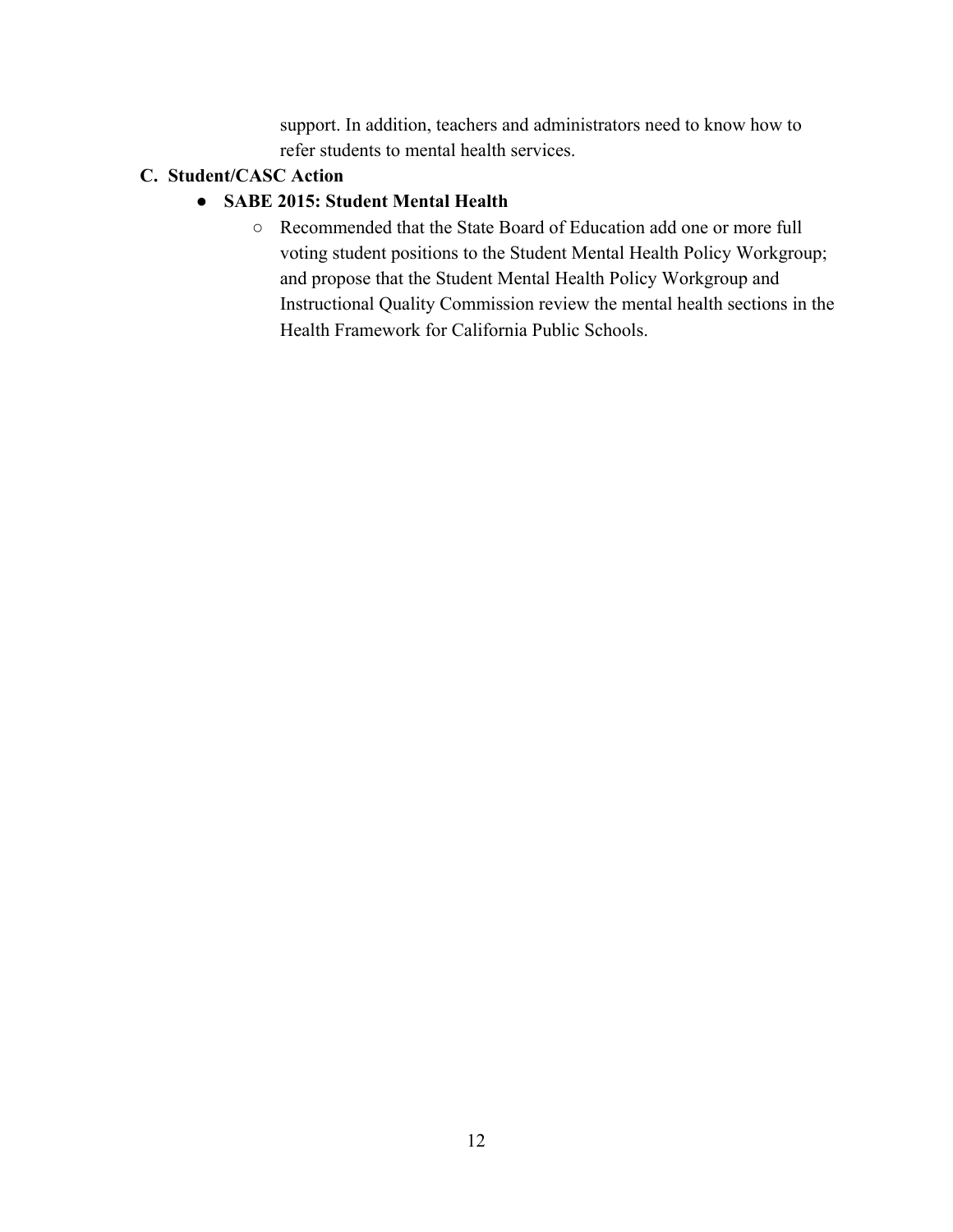support. In addition, teachers and administrators need to know how to refer students to mental health services.

**C. Student/CASC Action**

- **SABE 2015: Student Mental Health**
  - Recommended that the State Board of Education add one or more full voting student positions to the Student Mental Health Policy Workgroup; and propose that the Student Mental Health Policy Workgroup and Instructional Quality Commission review the mental health sections in the Health Framework for California Public Schools.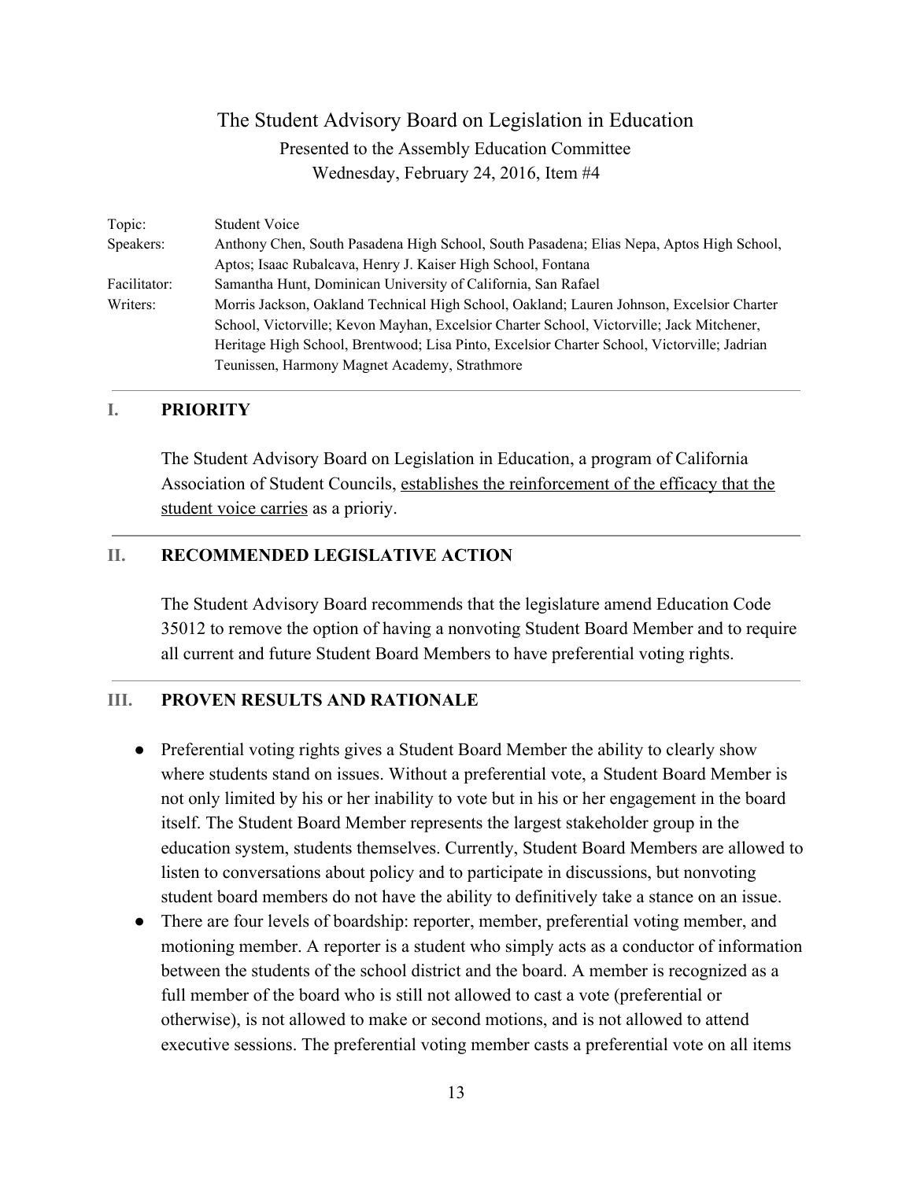# The Student Advisory Board on Legislation in Education

Presented to the Assembly Education Committee
Wednesday, February 24, 2016, Item #4

| | |
|---|---|
| Topic: | Student Voice |
| Speakers: | Anthony Chen, South Pasadena High School, South Pasadena; Elias Nepa, Aptos High School, Aptos; Isaac Rubalcava, Henry J. Kaiser High School, Fontana |
| Facilitator: | Samantha Hunt, Dominican University of California, San Rafael |
| Writers: | Morris Jackson, Oakland Technical High School, Oakland; Lauren Johnson, Excelsior Charter School, Victorville; Kevon Mayhan, Excelsior Charter School, Victorville; Jack Mitchener, Heritage High School, Brentwood; Lisa Pinto, Excelsior Charter School, Victorville; Jadrian Teunissen, Harmony Magnet Academy, Strathmore |

## I. PRIORITY

The Student Advisory Board on Legislation in Education, a program of California Association of Student Councils, establishes the reinforcement of the efficacy that the student voice carries as a prioriy.

## II. RECOMMENDED LEGISLATIVE ACTION

The Student Advisory Board recommends that the legislature amend Education Code 35012 to remove the option of having a nonvoting Student Board Member and to require all current and future Student Board Members to have preferential voting rights.

## III. PROVEN RESULTS AND RATIONALE

- Preferential voting rights gives a Student Board Member the ability to clearly show where students stand on issues. Without a preferential vote, a Student Board Member is not only limited by his or her inability to vote but in his or her engagement in the board itself. The Student Board Member represents the largest stakeholder group in the education system, students themselves. Currently, Student Board Members are allowed to listen to conversations about policy and to participate in discussions, but nonvoting student board members do not have the ability to definitively take a stance on an issue.
- There are four levels of boardship: reporter, member, preferential voting member, and motioning member. A reporter is a student who simply acts as a conductor of information between the students of the school district and the board. A member is recognized as a full member of the board who is still not allowed to cast a vote (preferential or otherwise), is not allowed to make or second motions, and is not allowed to attend executive sessions. The preferential voting member casts a preferential vote on all items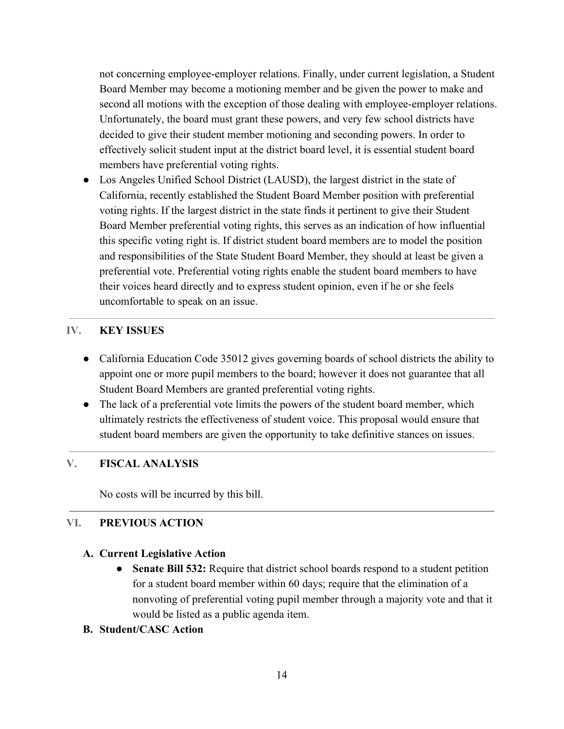not concerning employee-employer relations. Finally, under current legislation, a Student Board Member may become a motioning member and be given the power to make and second all motions with the exception of those dealing with employee-employer relations. Unfortunately, the board must grant these powers, and very few school districts have decided to give their student member motioning and seconding powers. In order to effectively solicit student input at the district board level, it is essential student board members have preferential voting rights.

- Los Angeles Unified School District (LAUSD), the largest district in the state of California, recently established the Student Board Member position with preferential voting rights. If the largest district in the state finds it pertinent to give their Student Board Member preferential voting rights, this serves as an indication of how influential this specific voting right is. If district student board members are to model the position and responsibilities of the State Student Board Member, they should at least be given a preferential vote. Preferential voting rights enable the student board members to have their voices heard directly and to express student opinion, even if he or she feels uncomfortable to speak on an issue.

## IV. KEY ISSUES

- California Education Code 35012 gives governing boards of school districts the ability to appoint one or more pupil members to the board; however it does not guarantee that all Student Board Members are granted preferential voting rights.
- The lack of a preferential vote limits the powers of the student board member, which ultimately restricts the effectiveness of student voice. This proposal would ensure that student board members are given the opportunity to take definitive stances on issues.

## V. FISCAL ANALYSIS

No costs will be incurred by this bill.

## VI. PREVIOUS ACTION

### A. Current Legislative Action

- **Senate Bill 532:** Require that district school boards respond to a student petition for a student board member within 60 days; require that the elimination of a nonvoting of preferential voting pupil member through a majority vote and that it would be listed as a public agenda item.

### B. Student/CASC Action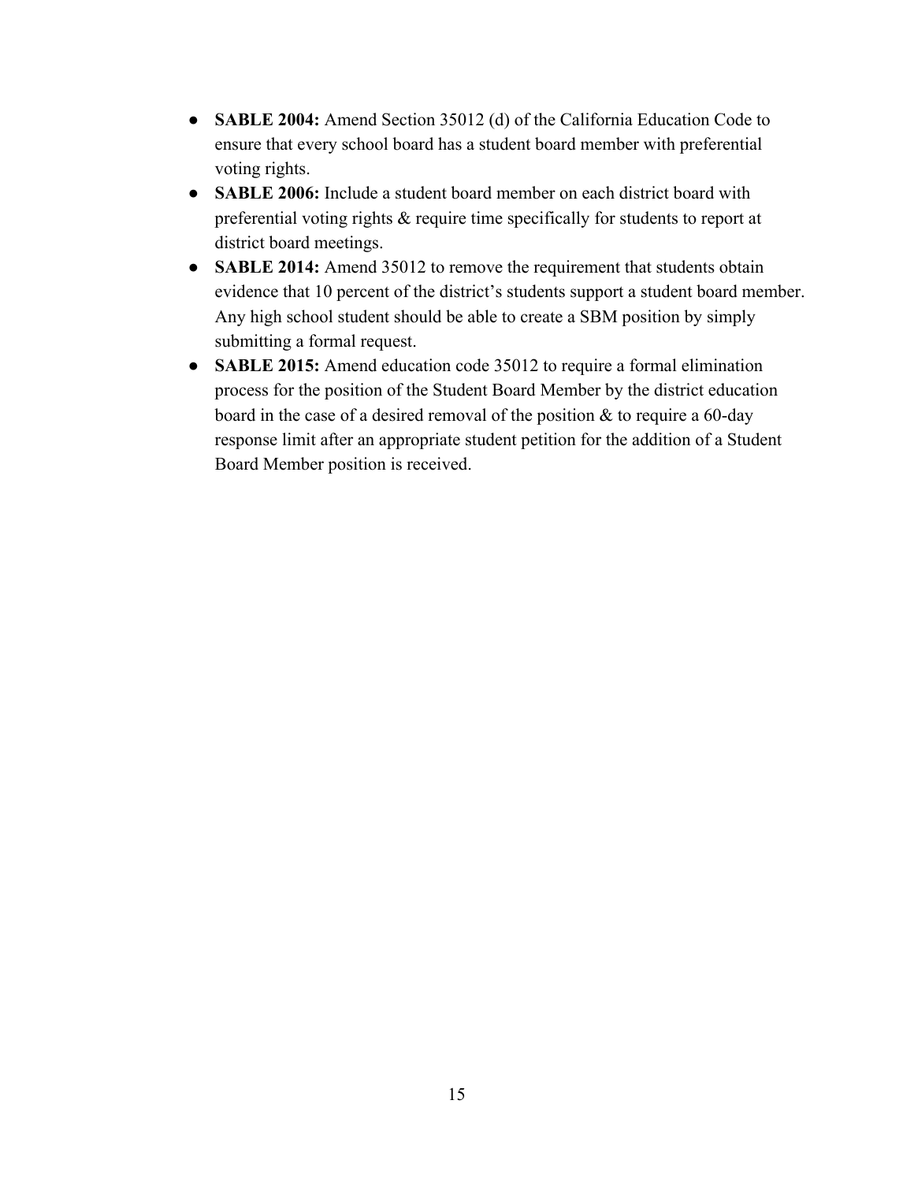- **SABLE 2004:** Amend Section 35012 (d) of the California Education Code to ensure that every school board has a student board member with preferential voting rights.
- **SABLE 2006:** Include a student board member on each district board with preferential voting rights & require time specifically for students to report at district board meetings.
- **SABLE 2014:** Amend 35012 to remove the requirement that students obtain evidence that 10 percent of the district's students support a student board member. Any high school student should be able to create a SBM position by simply submitting a formal request.
- **SABLE 2015:** Amend education code 35012 to require a formal elimination process for the position of the Student Board Member by the district education board in the case of a desired removal of the position & to require a 60-day response limit after an appropriate student petition for the addition of a Student Board Member position is received.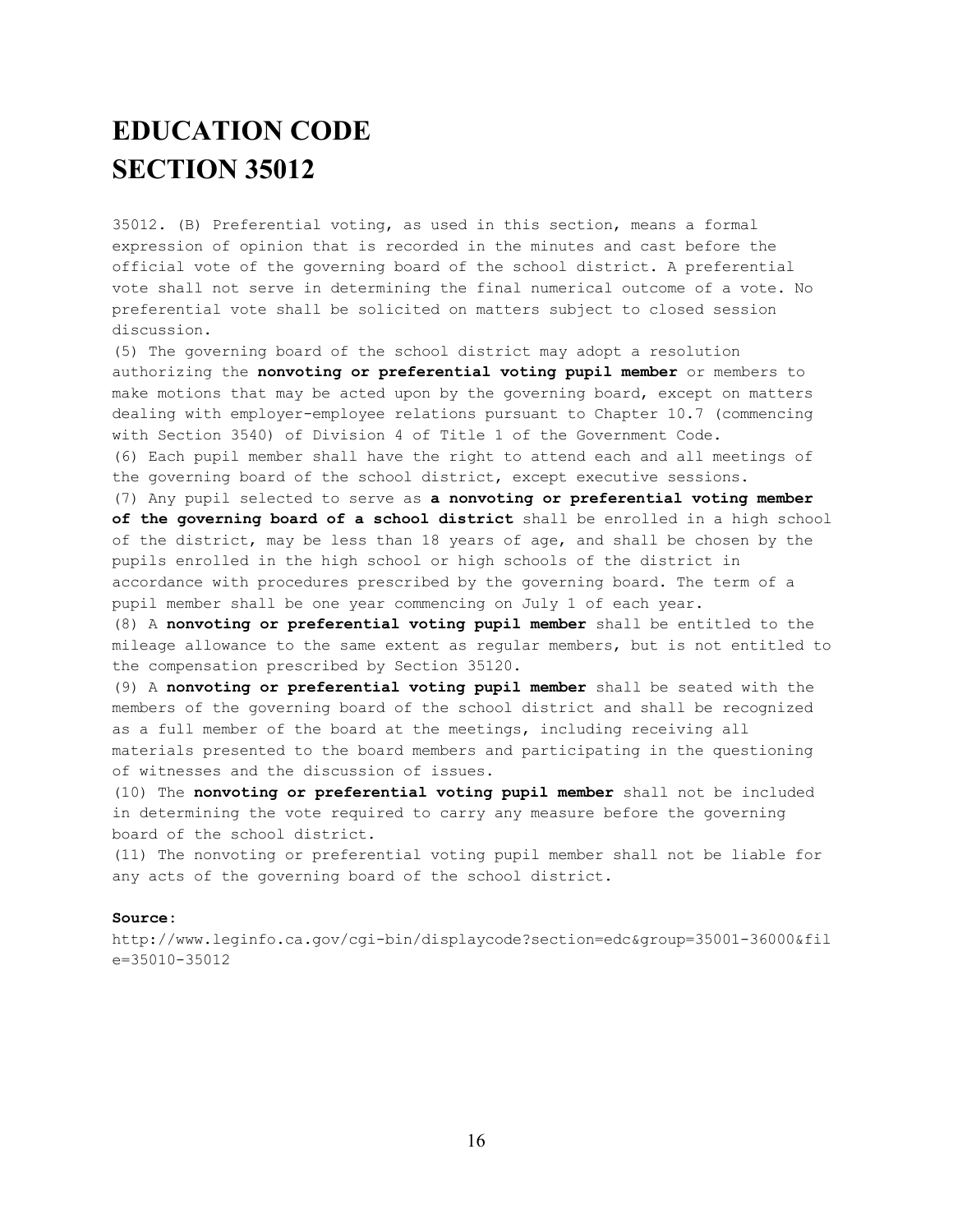# EDUCATION CODE
# SECTION 35012

35012. (B) Preferential voting, as used in this section, means a formal expression of opinion that is recorded in the minutes and cast before the official vote of the governing board of the school district. A preferential vote shall not serve in determining the final numerical outcome of a vote. No preferential vote shall be solicited on matters subject to closed session discussion.

(5) The governing board of the school district may adopt a resolution authorizing the **nonvoting or preferential voting pupil member** or members to make motions that may be acted upon by the governing board, except on matters dealing with employer-employee relations pursuant to Chapter 10.7 (commencing with Section 3540) of Division 4 of Title 1 of the Government Code.

(6) Each pupil member shall have the right to attend each and all meetings of the governing board of the school district, except executive sessions.

(7) Any pupil selected to serve as **a nonvoting or preferential voting member of the governing board of a school district** shall be enrolled in a high school of the district, may be less than 18 years of age, and shall be chosen by the pupils enrolled in the high school or high schools of the district in accordance with procedures prescribed by the governing board. The term of a pupil member shall be one year commencing on July 1 of each year.

(8) A **nonvoting or preferential voting pupil member** shall be entitled to the mileage allowance to the same extent as regular members, but is not entitled to the compensation prescribed by Section 35120.

(9) A **nonvoting or preferential voting pupil member** shall be seated with the members of the governing board of the school district and shall be recognized as a full member of the board at the meetings, including receiving all materials presented to the board members and participating in the questioning of witnesses and the discussion of issues.

(10) The **nonvoting or preferential voting pupil member** shall not be included in determining the vote required to carry any measure before the governing board of the school district.

(11) The nonvoting or preferential voting pupil member shall not be liable for any acts of the governing board of the school district.

**Source:**
http://www.leginfo.ca.gov/cgi-bin/displaycode?section=edc&group=35001-36000&file=35010-35012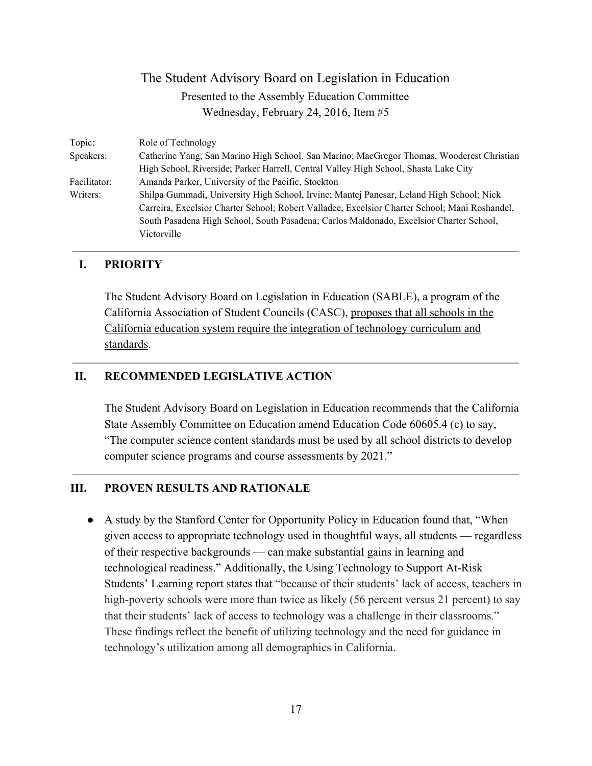# The Student Advisory Board on Legislation in Education

Presented to the Assembly Education Committee

Wednesday, February 24, 2016, Item #5

| | |
|---|---|
| Topic: | Role of Technology |
| Speakers: | Catherine Yang, San Marino High School, San Marino; MacGregor Thomas, Woodcrest Christian High School, Riverside; Parker Harrell, Central Valley High School, Shasta Lake City |
| Facilitator: | Amanda Parker, University of the Pacific, Stockton |
| Writers: | Shilpa Gummadi, University High School, Irvine; Mantej Panesar, Leland High School; Nick Carreira, Excelsior Charter School; Robert Valladee, Excelsior Charter School; Mani Roshandel, South Pasadena High School, South Pasadena; Carlos Maldonado, Excelsior Charter School, Victorville |

## I. PRIORITY

The Student Advisory Board on Legislation in Education (SABLE), a program of the California Association of Student Councils (CASC), proposes that all schools in the California education system require the integration of technology curriculum and standards.

## II. RECOMMENDED LEGISLATIVE ACTION

The Student Advisory Board on Legislation in Education recommends that the California State Assembly Committee on Education amend Education Code 60605.4 (c) to say, "The computer science content standards must be used by all school districts to develop computer science programs and course assessments by 2021."

## III. PROVEN RESULTS AND RATIONALE

- A study by the Stanford Center for Opportunity Policy in Education found that, "When given access to appropriate technology used in thoughtful ways, all students — regardless of their respective backgrounds — can make substantial gains in learning and technological readiness." Additionally, the Using Technology to Support At-Risk Students' Learning report states that "because of their students' lack of access, teachers in high-poverty schools were more than twice as likely (56 percent versus 21 percent) to say that their students' lack of access to technology was a challenge in their classrooms." These findings reflect the benefit of utilizing technology and the need for guidance in technology's utilization among all demographics in California.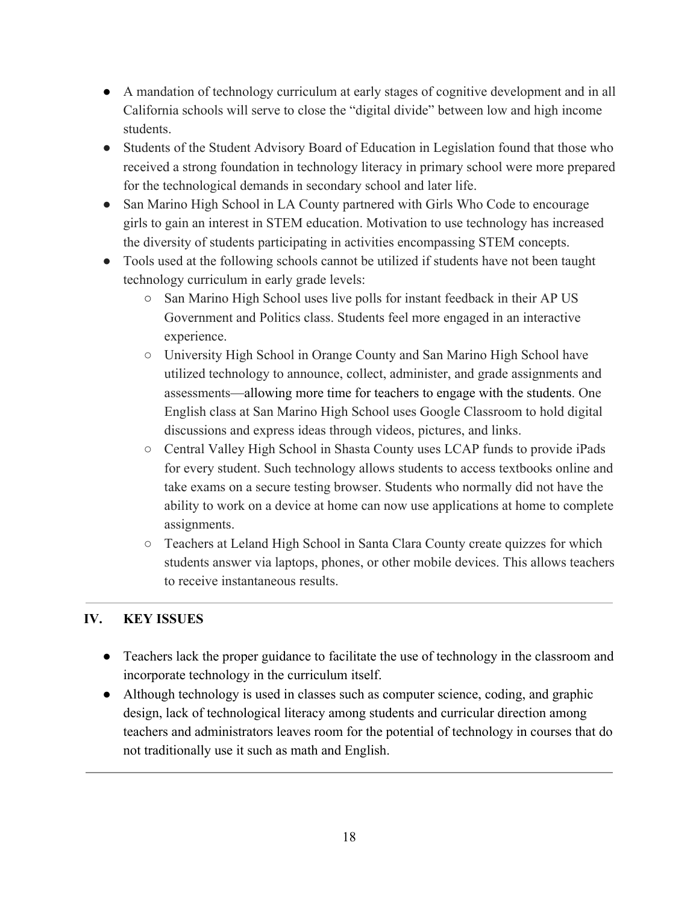- A mandation of technology curriculum at early stages of cognitive development and in all California schools will serve to close the "digital divide" between low and high income students.
- Students of the Student Advisory Board of Education in Legislation found that those who received a strong foundation in technology literacy in primary school were more prepared for the technological demands in secondary school and later life.
- San Marino High School in LA County partnered with Girls Who Code to encourage girls to gain an interest in STEM education. Motivation to use technology has increased the diversity of students participating in activities encompassing STEM concepts.
- Tools used at the following schools cannot be utilized if students have not been taught technology curriculum in early grade levels:
    - San Marino High School uses live polls for instant feedback in their AP US Government and Politics class. Students feel more engaged in an interactive experience.
    - University High School in Orange County and San Marino High School have utilized technology to announce, collect, administer, and grade assignments and assessments—allowing more time for teachers to engage with the students. One English class at San Marino High School uses Google Classroom to hold digital discussions and express ideas through videos, pictures, and links.
    - Central Valley High School in Shasta County uses LCAP funds to provide iPads for every student. Such technology allows students to access textbooks online and take exams on a secure testing browser. Students who normally did not have the ability to work on a device at home can now use applications at home to complete assignments.
    - Teachers at Leland High School in Santa Clara County create quizzes for which students answer via laptops, phones, or other mobile devices. This allows teachers to receive instantaneous results.

---

## IV. KEY ISSUES

- Teachers lack the proper guidance to facilitate the use of technology in the classroom and incorporate technology in the curriculum itself.
- Although technology is used in classes such as computer science, coding, and graphic design, lack of technological literacy among students and curricular direction among teachers and administrators leaves room for the potential of technology in courses that do not traditionally use it such as math and English.

---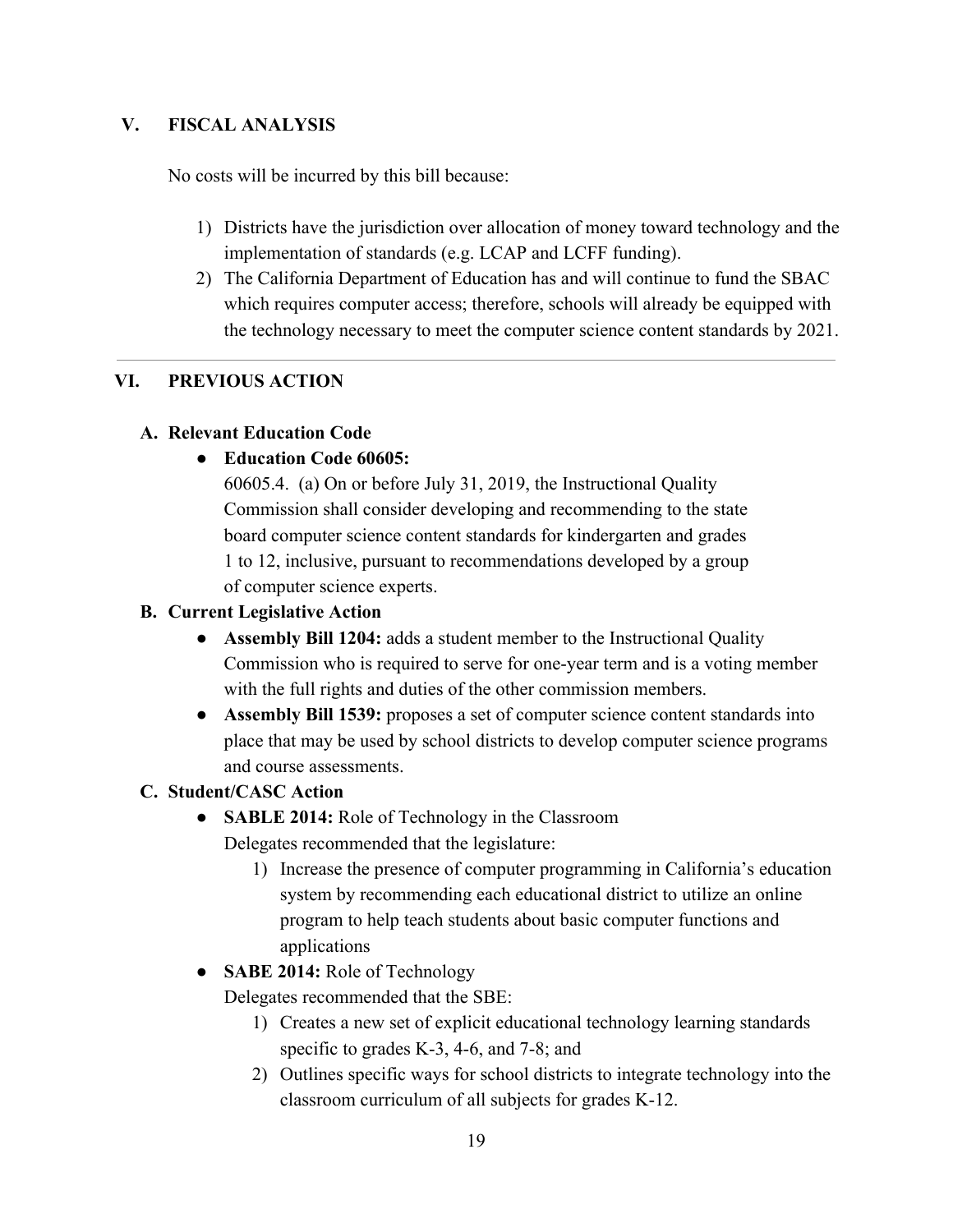## V. FISCAL ANALYSIS

No costs will be incurred by this bill because:

1) Districts have the jurisdiction over allocation of money toward technology and the implementation of standards (e.g. LCAP and LCFF funding).
2) The California Department of Education has and will continue to fund the SBAC which requires computer access; therefore, schools will already be equipped with the technology necessary to meet the computer science content standards by 2021.

---

## VI. PREVIOUS ACTION

### A. Relevant Education Code

- **Education Code 60605:**
  60605.4. (a) On or before July 31, 2019, the Instructional Quality Commission shall consider developing and recommending to the state board computer science content standards for kindergarten and grades 1 to 12, inclusive, pursuant to recommendations developed by a group of computer science experts.

### B. Current Legislative Action

- **Assembly Bill 1204:** adds a student member to the Instructional Quality Commission who is required to serve for one-year term and is a voting member with the full rights and duties of the other commission members.
- **Assembly Bill 1539:** proposes a set of computer science content standards into place that may be used by school districts to develop computer science programs and course assessments.

### C. Student/CASC Action

- **SABLE 2014:** Role of Technology in the Classroom
  Delegates recommended that the legislature:
  1) Increase the presence of computer programming in California's education system by recommending each educational district to utilize an online program to help teach students about basic computer functions and applications
- **SABE 2014:** Role of Technology
  Delegates recommended that the SBE:
  1) Creates a new set of explicit educational technology learning standards specific to grades K-3, 4-6, and 7-8; and
  2) Outlines specific ways for school districts to integrate technology into the classroom curriculum of all subjects for grades K-12.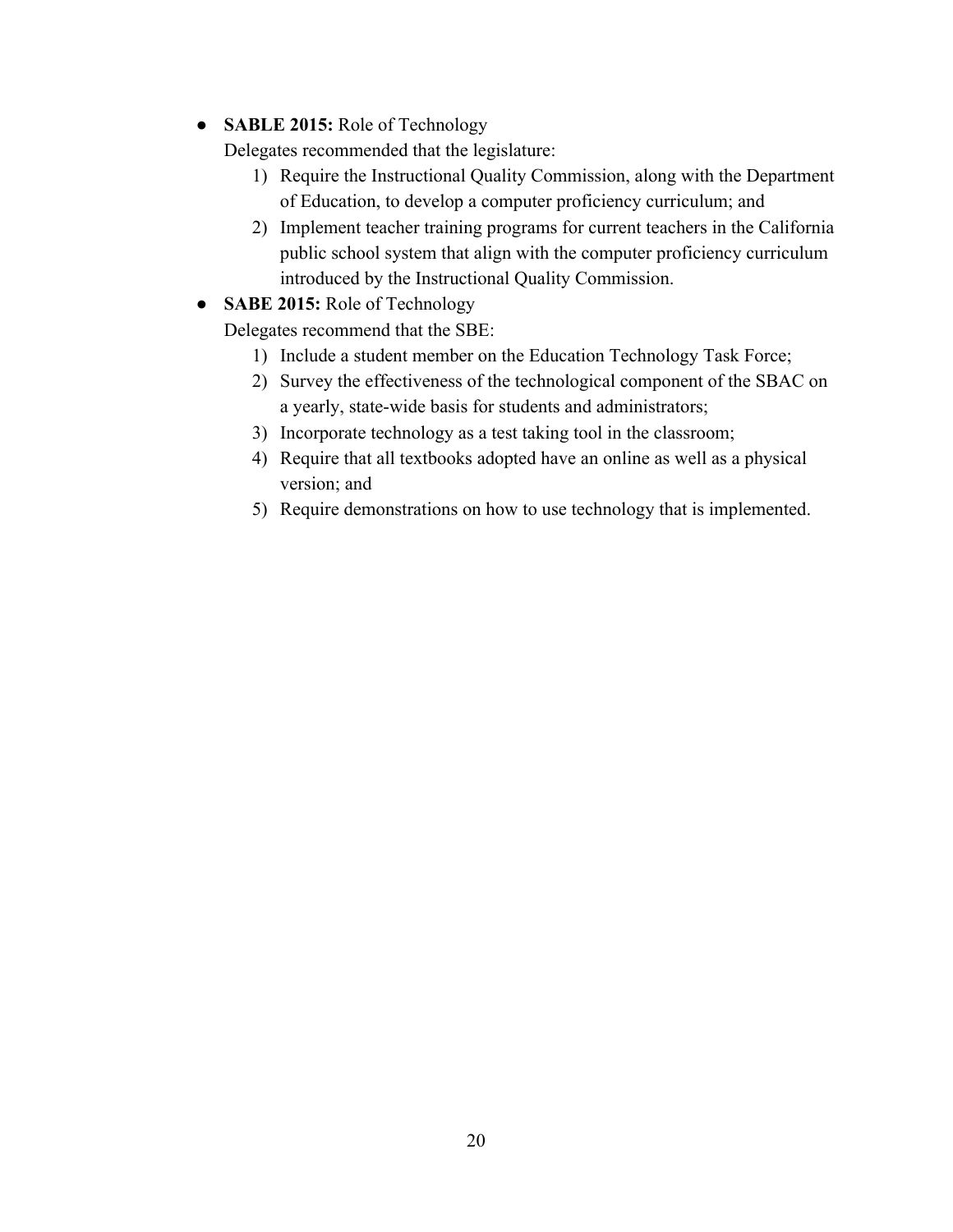- **SABLE 2015:** Role of Technology
  Delegates recommended that the legislature:
  1) Require the Instructional Quality Commission, along with the Department of Education, to develop a computer proficiency curriculum; and
  2) Implement teacher training programs for current teachers in the California public school system that align with the computer proficiency curriculum introduced by the Instructional Quality Commission.
- **SABE 2015:** Role of Technology
  Delegates recommend that the SBE:
  1) Include a student member on the Education Technology Task Force;
  2) Survey the effectiveness of the technological component of the SBAC on a yearly, state-wide basis for students and administrators;
  3) Incorporate technology as a test taking tool in the classroom;
  4) Require that all textbooks adopted have an online as well as a physical version; and
  5) Require demonstrations on how to use technology that is implemented.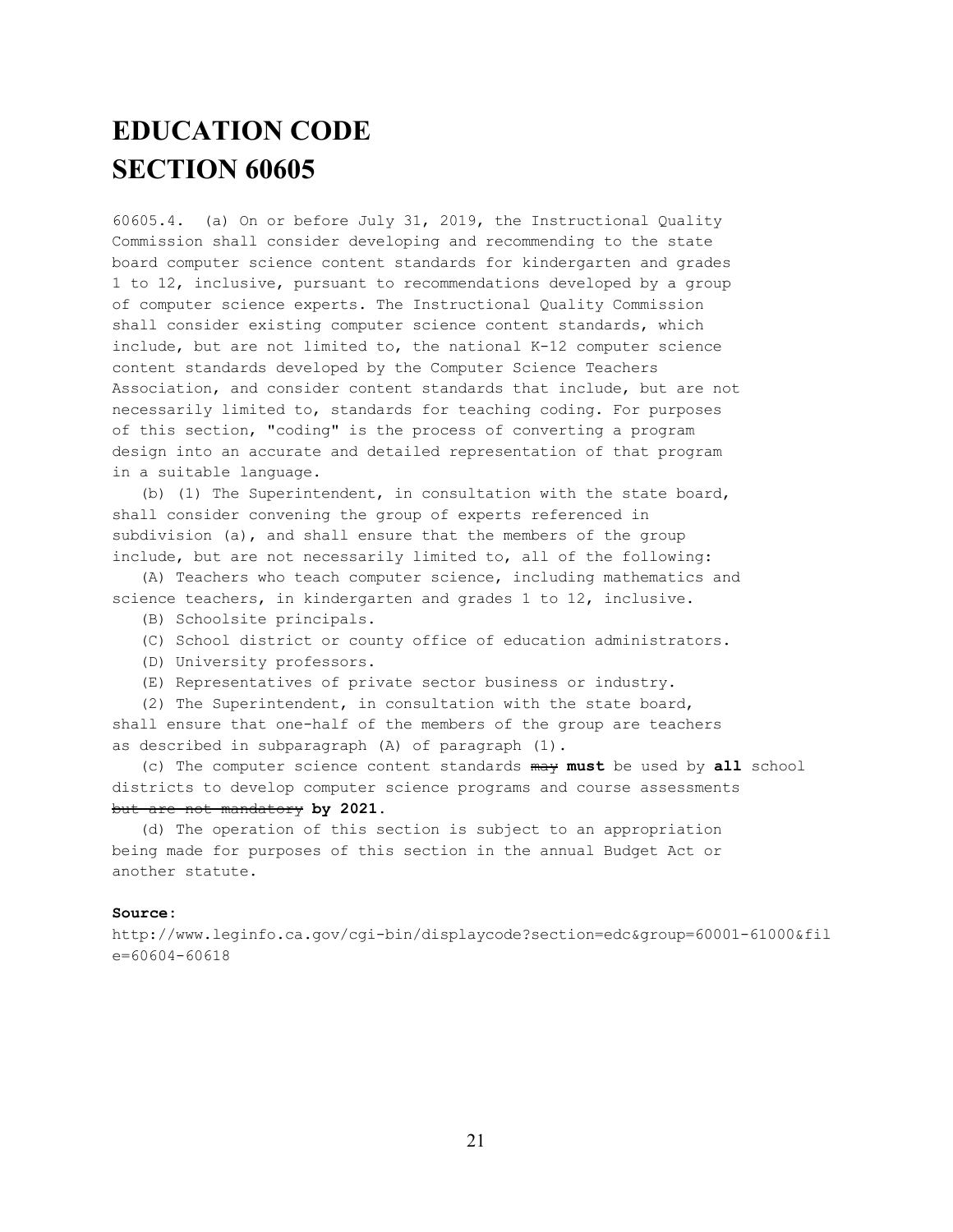# EDUCATION CODE
# SECTION 60605

60605.4. (a) On or before July 31, 2019, the Instructional Quality Commission shall consider developing and recommending to the state board computer science content standards for kindergarten and grades 1 to 12, inclusive, pursuant to recommendations developed by a group of computer science experts. The Instructional Quality Commission shall consider existing computer science content standards, which include, but are not limited to, the national K-12 computer science content standards developed by the Computer Science Teachers Association, and consider content standards that include, but are not necessarily limited to, standards for teaching coding. For purposes of this section, "coding" is the process of converting a program design into an accurate and detailed representation of that program in a suitable language.

(b) (1) The Superintendent, in consultation with the state board, shall consider convening the group of experts referenced in subdivision (a), and shall ensure that the members of the group include, but are not necessarily limited to, all of the following:

(A) Teachers who teach computer science, including mathematics and science teachers, in kindergarten and grades 1 to 12, inclusive.

(B) Schoolsite principals.

(C) School district or county office of education administrators.

(D) University professors.

(E) Representatives of private sector business or industry.

(2) The Superintendent, in consultation with the state board, shall ensure that one-half of the members of the group are teachers as described in subparagraph (A) of paragraph (1).

(c) The computer science content standards ~~may~~ **must** be used by **all** school districts to develop computer science programs and course assessments ~~but are not mandatory~~ **by 2021.**

(d) The operation of this section is subject to an appropriation being made for purposes of this section in the annual Budget Act or another statute.

**Source:**
http://www.leginfo.ca.gov/cgi-bin/displaycode?section=edc&group=60001-61000&file=60604-60618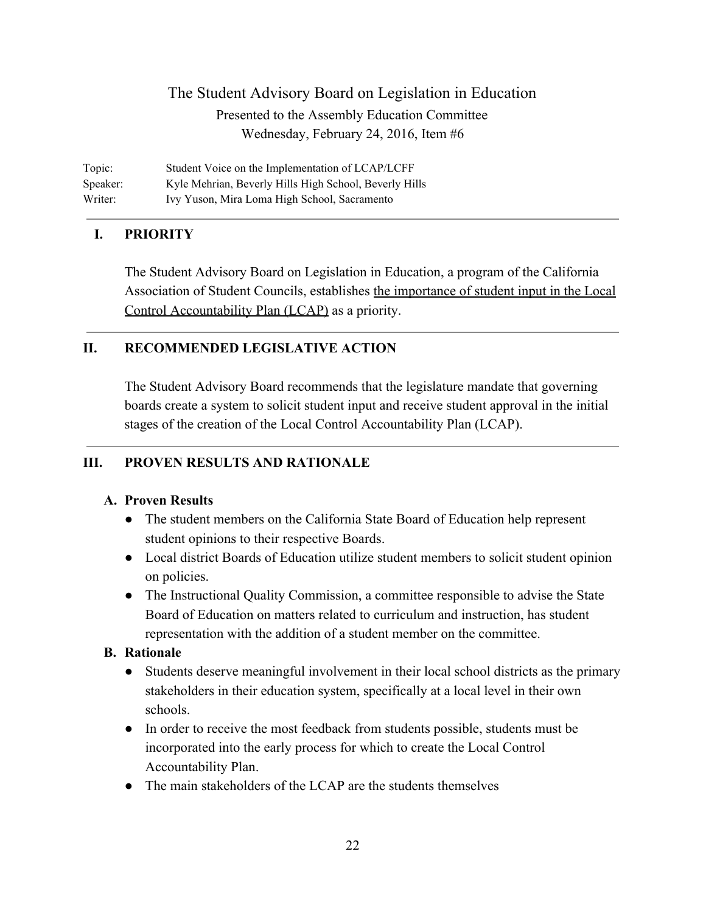# The Student Advisory Board on Legislation in Education

Presented to the Assembly Education Committee

Wednesday, February 24, 2016, Item #6

| | |
|---|---|
| Topic: | Student Voice on the Implementation of LCAP/LCFF |
| Speaker: | Kyle Mehrian, Beverly Hills High School, Beverly Hills |
| Writer: | Ivy Yuson, Mira Loma High School, Sacramento |

---

## I. PRIORITY

The Student Advisory Board on Legislation in Education, a program of the California Association of Student Councils, establishes the importance of student input in the Local Control Accountability Plan (LCAP) as a priority.

---

## II. RECOMMENDED LEGISLATIVE ACTION

The Student Advisory Board recommends that the legislature mandate that governing boards create a system to solicit student input and receive student approval in the initial stages of the creation of the Local Control Accountability Plan (LCAP).

---

## III. PROVEN RESULTS AND RATIONALE

### A. Proven Results

- The student members on the California State Board of Education help represent student opinions to their respective Boards.
- Local district Boards of Education utilize student members to solicit student opinion on policies.
- The Instructional Quality Commission, a committee responsible to advise the State Board of Education on matters related to curriculum and instruction, has student representation with the addition of a student member on the committee.

### B. Rationale

- Students deserve meaningful involvement in their local school districts as the primary stakeholders in their education system, specifically at a local level in their own schools.
- In order to receive the most feedback from students possible, students must be incorporated into the early process for which to create the Local Control Accountability Plan.
- The main stakeholders of the LCAP are the students themselves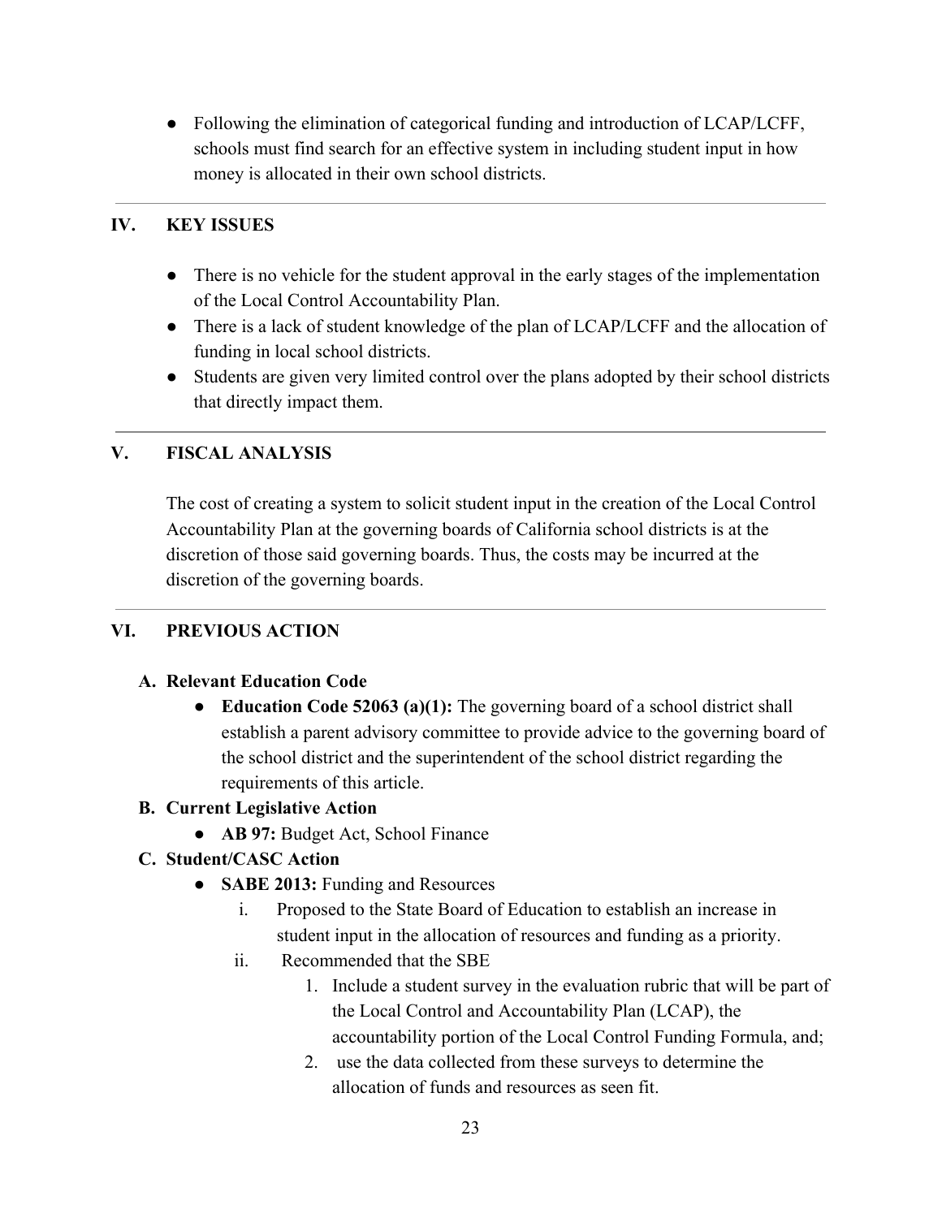- Following the elimination of categorical funding and introduction of LCAP/LCFF, schools must find search for an effective system in including student input in how money is allocated in their own school districts.

---

## IV. KEY ISSUES

- There is no vehicle for the student approval in the early stages of the implementation of the Local Control Accountability Plan.
- There is a lack of student knowledge of the plan of LCAP/LCFF and the allocation of funding in local school districts.
- Students are given very limited control over the plans adopted by their school districts that directly impact them.

---

## V. FISCAL ANALYSIS

The cost of creating a system to solicit student input in the creation of the Local Control Accountability Plan at the governing boards of California school districts is at the discretion of those said governing boards. Thus, the costs may be incurred at the discretion of the governing boards.

---

## VI. PREVIOUS ACTION

### A. Relevant Education Code

- **Education Code 52063 (a)(1):** The governing board of a school district shall establish a parent advisory committee to provide advice to the governing board of the school district and the superintendent of the school district regarding the requirements of this article.

### B. Current Legislative Action

- **AB 97:** Budget Act, School Finance

### C. Student/CASC Action

- **SABE 2013:** Funding and Resources
  - i. Proposed to the State Board of Education to establish an increase in student input in the allocation of resources and funding as a priority.
  - ii. Recommended that the SBE
    1. Include a student survey in the evaluation rubric that will be part of the Local Control and Accountability Plan (LCAP), the accountability portion of the Local Control Funding Formula, and;
    2. use the data collected from these surveys to determine the allocation of funds and resources as seen fit.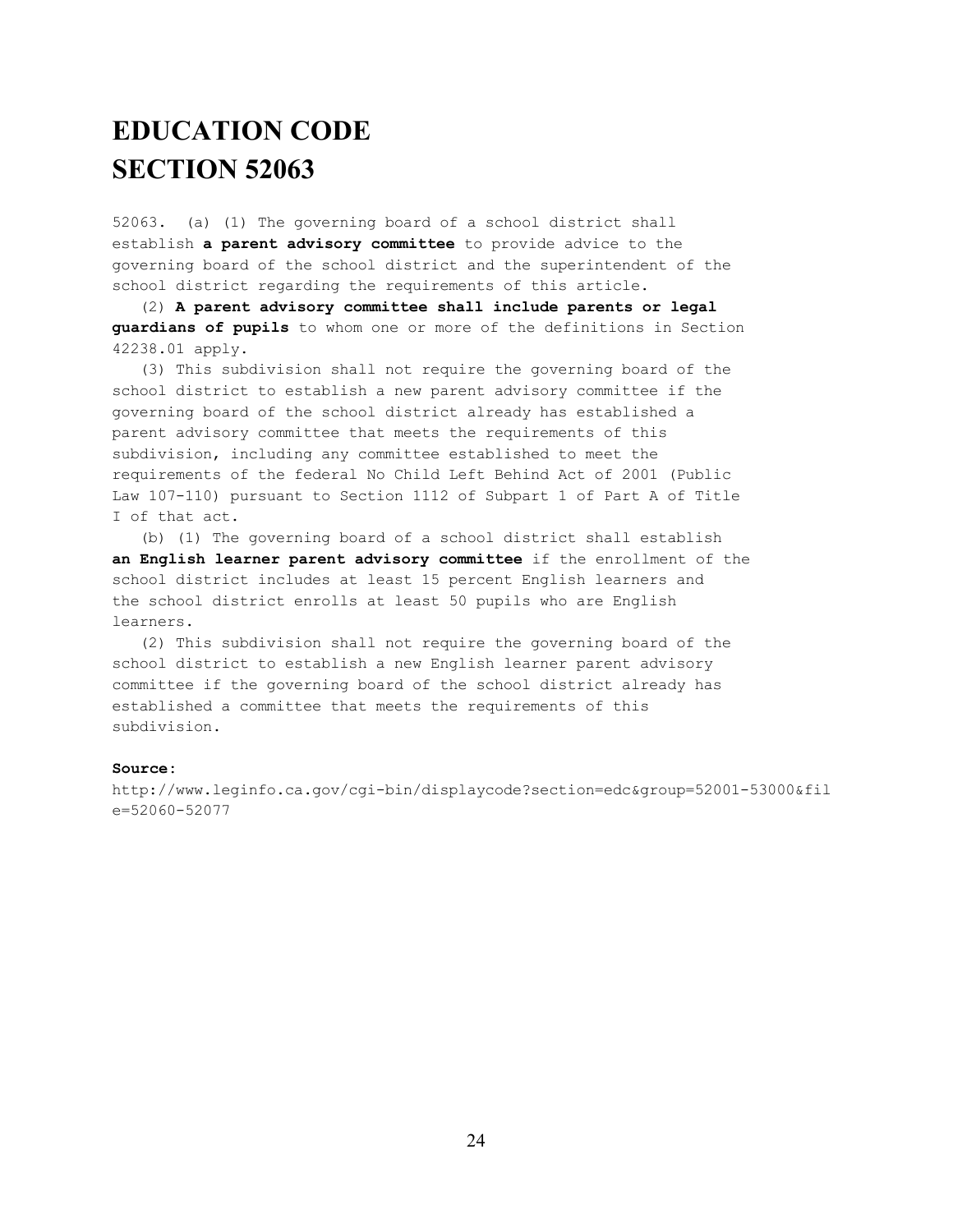# EDUCATION CODE
# SECTION 52063

52063. (a) (1) The governing board of a school district shall establish **a parent advisory committee** to provide advice to the governing board of the school district and the superintendent of the school district regarding the requirements of this article.

(2) **A parent advisory committee shall include parents or legal guardians of pupils** to whom one or more of the definitions in Section 42238.01 apply.

(3) This subdivision shall not require the governing board of the school district to establish a new parent advisory committee if the governing board of the school district already has established a parent advisory committee that meets the requirements of this subdivision, including any committee established to meet the requirements of the federal No Child Left Behind Act of 2001 (Public Law 107-110) pursuant to Section 1112 of Subpart 1 of Part A of Title I of that act.

(b) (1) The governing board of a school district shall establish **an English learner parent advisory committee** if the enrollment of the school district includes at least 15 percent English learners and the school district enrolls at least 50 pupils who are English learners.

(2) This subdivision shall not require the governing board of the school district to establish a new English learner parent advisory committee if the governing board of the school district already has established a committee that meets the requirements of this subdivision.

**Source:**
http://www.leginfo.ca.gov/cgi-bin/displaycode?section=edc&group=52001-53000&file=52060-52077